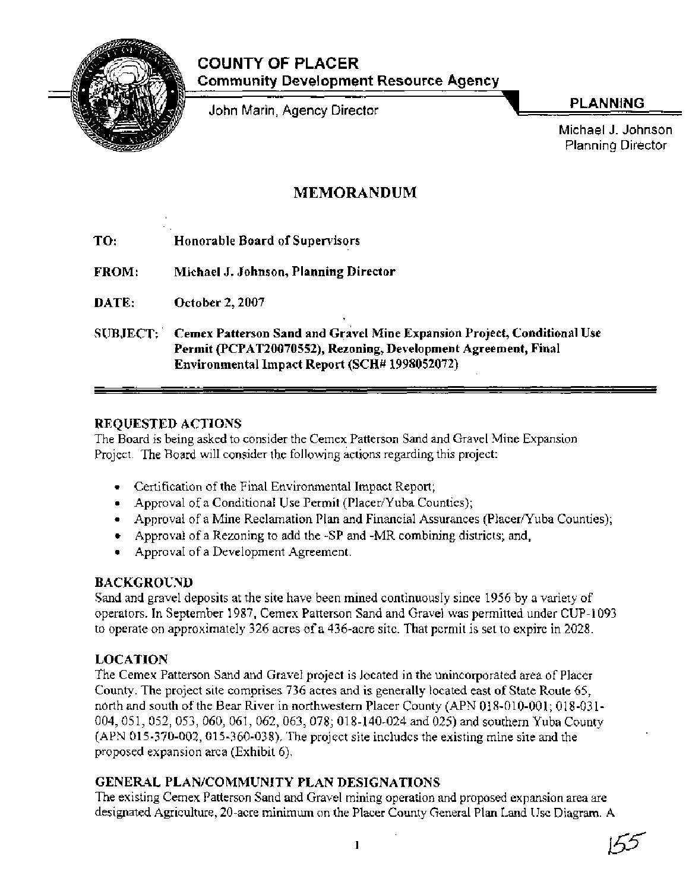# COUNTY OF PLACER

**Community Development Resource Agency**

John Marin, Agency Director

**PLANNING**

Michael J. Johnson
Planning Director

## MEMORANDUM

**TO:** Honorable Board of Supervisors

**FROM:** Michael J. Johnson, Planning Director

**DATE:** October 2, 2007

**SUBJECT:** Cemex Patterson Sand and Gravel Mine Expansion Project, Conditional Use Permit (PCPAT20070552), Rezoning, Development Agreement, Final Environmental Impact Report (SCH# 1998052072)

### REQUESTED ACTIONS

The Board is being asked to consider the Cemex Patterson Sand and Gravel Mine Expansion Project. The Board will consider the following actions regarding this project:

- Certification of the Final Environmental Impact Report;
- Approval of a Conditional Use Permit (Placer/Yuba Counties);
- Approval of a Mine Reclamation Plan and Financial Assurances (Placer/Yuba Counties);
- Approval of a Rezoning to add the -SP and -MR combining districts; and,
- Approval of a Development Agreement.

### BACKGROUND

Sand and gravel deposits at the site have been mined continuously since 1956 by a variety of operators. In September 1987, Cemex Patterson Sand and Gravel was permitted under CUP-1093 to operate on approximately 326 acres of a 436-acre site. That permit is set to expire in 2028.

### LOCATION

The Cemex Patterson Sand and Gravel project is located in the unincorporated area of Placer County. The project site comprises 736 acres and is generally located east of State Route 65, north and south of the Bear River in northwestern Placer County (APN 018-010-001; 018-031-004, 051, 052, 053, 060, 061, 062, 063, 078; 018-140-024 and 025) and southern Yuba County (APN 015-370-002, 015-360-038). The project site includes the existing mine site and the proposed expansion area (Exhibit 6).

### GENERAL PLAN/COMMUNITY PLAN DESIGNATIONS

The existing Cemex Patterson Sand and Gravel mining operation and proposed expansion area are designated Agriculture, 20-acre minimum on the Placer County General Plan Land Use Diagram. A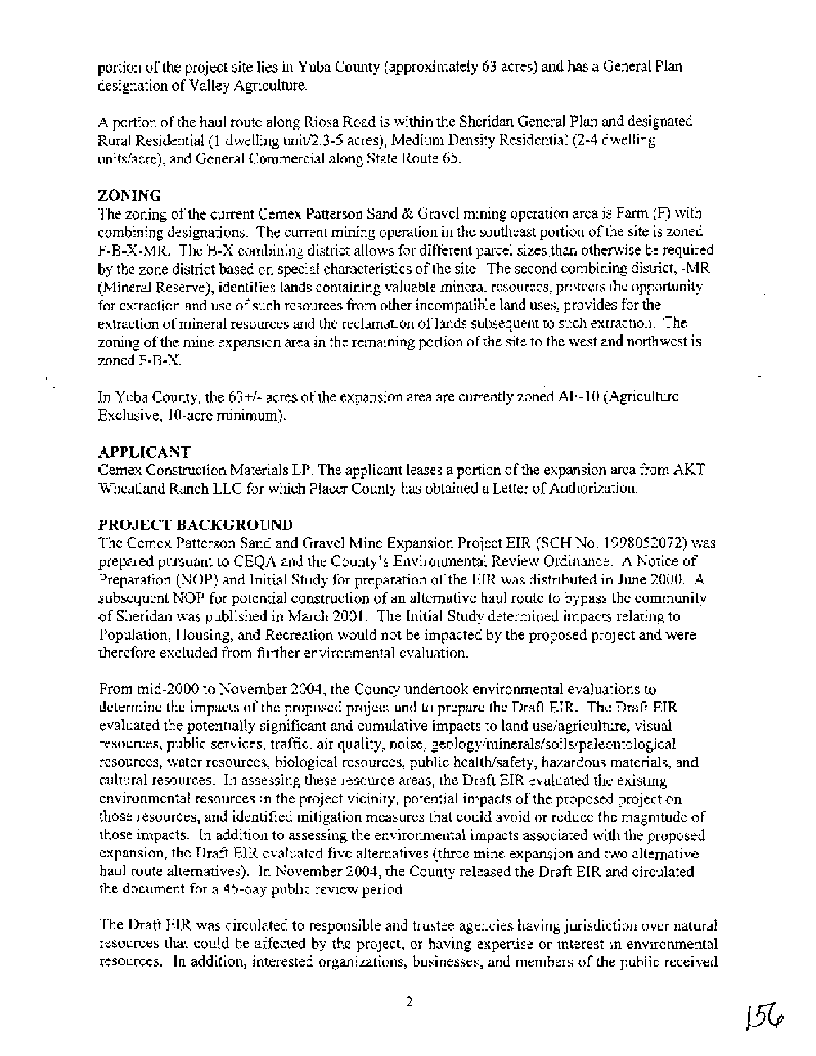portion of the project site lies in Yuba County (approximately 63 acres) and has a General Plan designation of Valley Agriculture.

A portion of the haul route along Riosa Road is within the Sheridan General Plan and designated Rural Residential (1 dwelling unit/2.3-5 acres), Medium Density Residential (2-4 dwelling units/acre), and General Commercial along State Route 65.

## ZONING

The zoning of the current Cemex Patterson Sand & Gravel mining operation area is Farm (F) with combining designations. The current mining operation in the southeast portion of the site is zoned F-B-X-MR. The B-X combining district allows for different parcel sizes than otherwise be required by the zone district based on special characteristics of the site. The second combining district, -MR (Mineral Reserve), identifies lands containing valuable mineral resources, protects the opportunity for extraction and use of such resources from other incompatible land uses, provides for the extraction of mineral resources and the reclamation of lands subsequent to such extraction. The zoning of the mine expansion area in the remaining portion of the site to the west and northwest is zoned F-B-X.

In Yuba County, the 63+/- acres of the expansion area are currently zoned AE-10 (Agriculture Exclusive, 10-acre minimum).

## APPLICANT

Cemex Construction Materials LP. The applicant leases a portion of the expansion area from AKT Wheatland Ranch LLC for which Placer County has obtained a Letter of Authorization.

## PROJECT BACKGROUND

The Cemex Patterson Sand and Gravel Mine Expansion Project EIR (SCH No. 1998052072) was prepared pursuant to CEQA and the County's Environmental Review Ordinance. A Notice of Preparation (NOP) and Initial Study for preparation of the EIR was distributed in June 2000. A subsequent NOP for potential construction of an alternative haul route to bypass the community of Sheridan was published in March 2001. The Initial Study determined impacts relating to Population, Housing, and Recreation would not be impacted by the proposed project and were therefore excluded from further environmental evaluation.

From mid-2000 to November 2004, the County undertook environmental evaluations to determine the impacts of the proposed project and to prepare the Draft EIR. The Draft EIR evaluated the potentially significant and cumulative impacts to land use/agriculture, visual resources, public services, traffic, air quality, noise, geology/minerals/soils/paleontological resources, water resources, biological resources, public health/safety, hazardous materials, and cultural resources. In assessing these resource areas, the Draft EIR evaluated the existing environmental resources in the project vicinity, potential impacts of the proposed project on those resources, and identified mitigation measures that could avoid or reduce the magnitude of those impacts. In addition to assessing the environmental impacts associated with the proposed expansion, the Draft EIR evaluated five alternatives (three mine expansion and two alternative haul route alternatives). In November 2004, the County released the Draft EIR and circulated the document for a 45-day public review period.

The Draft EIR was circulated to responsible and trustee agencies having jurisdiction over natural resources that could be affected by the project, or having expertise or interest in environmental resources. In addition, interested organizations, businesses, and members of the public received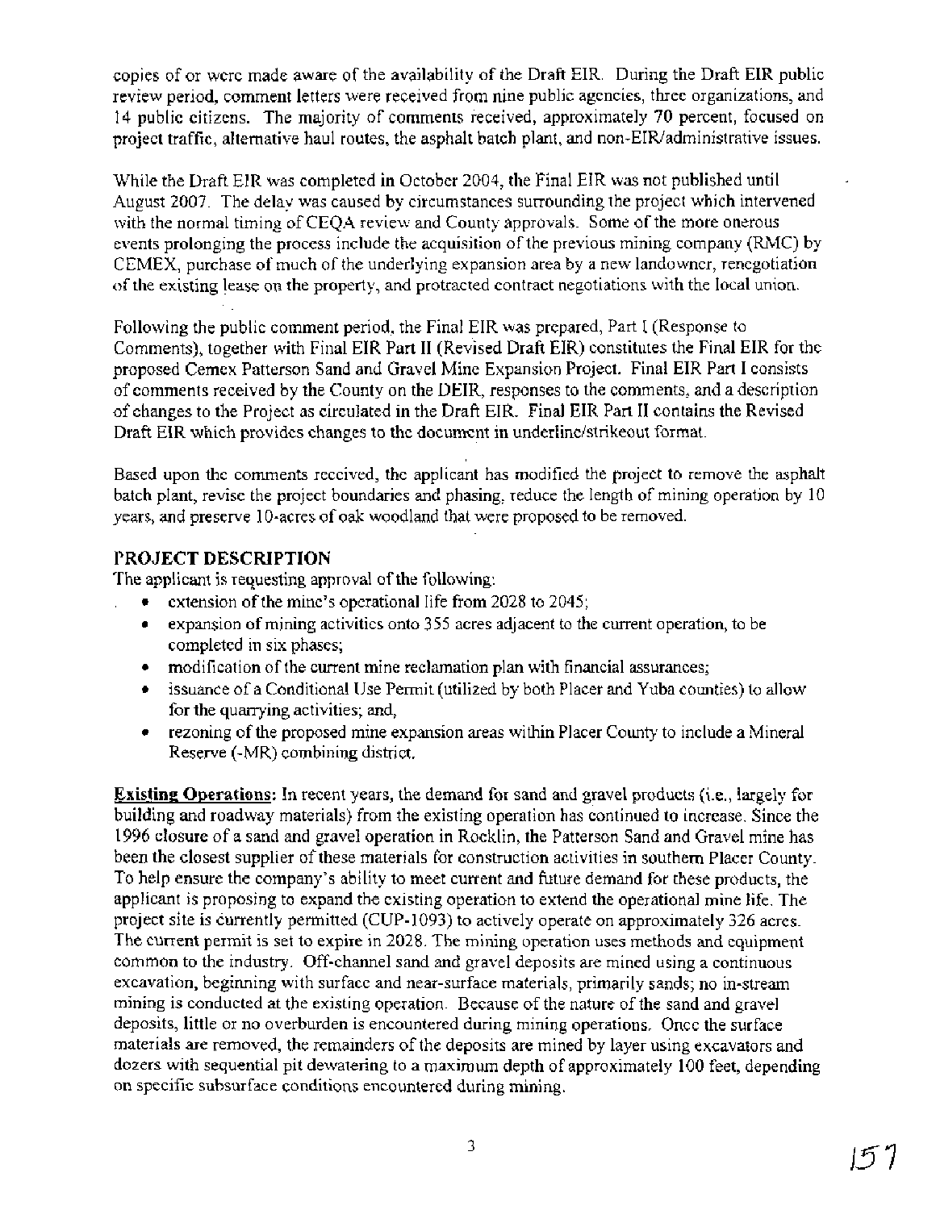copies of or were made aware of the availability of the Draft EIR. During the Draft EIR public review period, comment letters were received from nine public agencies, three organizations, and 14 public citizens. The majority of comments received, approximately 70 percent, focused on project traffic, alternative haul routes, the asphalt batch plant, and non-EIR/administrative issues.

While the Draft EIR was completed in October 2004, the Final EIR was not published until August 2007. The delay was caused by circumstances surrounding the project which intervened with the normal timing of CEQA review and County approvals. Some of the more onerous events prolonging the process include the acquisition of the previous mining company (RMC) by CEMEX, purchase of much of the underlying expansion area by a new landowner, renegotiation of the existing lease on the property, and protracted contract negotiations with the local union.

Following the public comment period, the Final EIR was prepared, Part I (Response to Comments), together with Final EIR Part II (Revised Draft EIR) constitutes the Final EIR for the proposed Cemex Patterson Sand and Gravel Mine Expansion Project. Final EIR Part I consists of comments received by the County on the DEIR, responses to the comments, and a description of changes to the Project as circulated in the Draft EIR. Final EIR Part II contains the Revised Draft EIR which provides changes to the document in underline/strikeout format.

Based upon the comments received, the applicant has modified the project to remove the asphalt batch plant, revise the project boundaries and phasing, reduce the length of mining operation by 10 years, and preserve 10-acres of oak woodland that were proposed to be removed.

## PROJECT DESCRIPTION

The applicant is requesting approval of the following:

- extension of the mine's operational life from 2028 to 2045;
- expansion of mining activities onto 355 acres adjacent to the current operation, to be completed in six phases;
- modification of the current mine reclamation plan with financial assurances;
- issuance of a Conditional Use Permit (utilized by both Placer and Yuba counties) to allow for the quarrying activities; and,
- rezoning of the proposed mine expansion areas within Placer County to include a Mineral Reserve (-MR) combining district.

**Existing Operations:** In recent years, the demand for sand and gravel products (i.e., largely for building and roadway materials) from the existing operation has continued to increase. Since the 1996 closure of a sand and gravel operation in Rocklin, the Patterson Sand and Gravel mine has been the closest supplier of these materials for construction activities in southern Placer County. To help ensure the company's ability to meet current and future demand for these products, the applicant is proposing to expand the existing operation to extend the operational mine life. The project site is currently permitted (CUP-1093) to actively operate on approximately 326 acres. The current permit is set to expire in 2028. The mining operation uses methods and equipment common to the industry. Off-channel sand and gravel deposits are mined using a continuous excavation, beginning with surface and near-surface materials, primarily sands; no in-stream mining is conducted at the existing operation. Because of the nature of the sand and gravel deposits, little or no overburden is encountered during mining operations. Once the surface materials are removed, the remainders of the deposits are mined by layer using excavators and dozers with sequential pit dewatering to a maximum depth of approximately 100 feet, depending on specific subsurface conditions encountered during mining.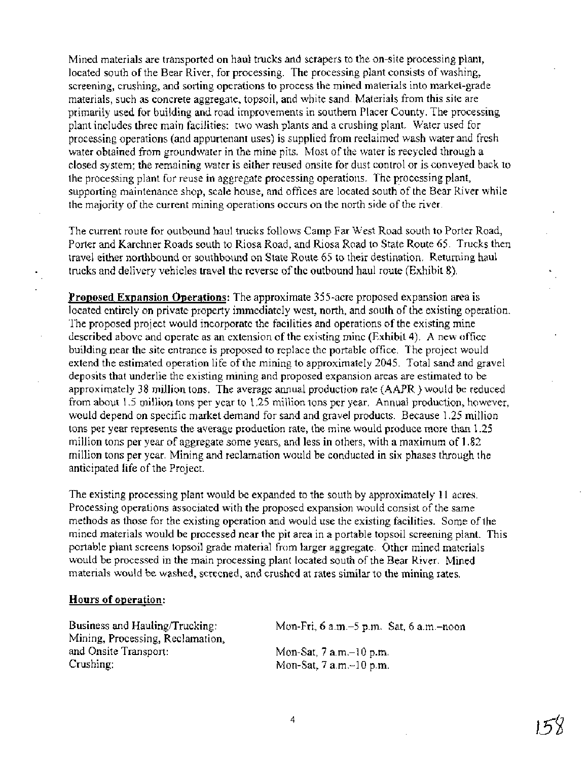Mined materials are transported on haul trucks and scrapers to the on-site processing plant, located south of the Bear River, for processing. The processing plant consists of washing, screening, crushing, and sorting operations to process the mined materials into market-grade materials, such as concrete aggregate, topsoil, and white sand. Materials from this site are primarily used for building and road improvements in southern Placer County. The processing plant includes three main facilities: two wash plants and a crushing plant. Water used for processing operations (and appurtenant uses) is supplied from reclaimed wash water and fresh water obtained from groundwater in the mine pits. Most of the water is recycled through a closed system; the remaining water is either reused onsite for dust control or is conveyed back to the processing plant for reuse in aggregate processing operations. The processing plant, supporting maintenance shop, scale house, and offices are located south of the Bear River while the majority of the current mining operations occurs on the north side of the river.

The current route for outbound haul trucks follows Camp Far West Road south to Porter Road, Porter and Karchner Roads south to Riosa Road, and Riosa Road to State Route 65. Trucks then travel either northbound or southbound on State Route 65 to their destination. Returning haul trucks and delivery vehicles travel the reverse of the outbound haul route (Exhibit 8).

**Proposed Expansion Operations:** The approximate 355-acre proposed expansion area is located entirely on private property immediately west, north, and south of the existing operation. The proposed project would incorporate the facilities and operations of the existing mine described above and operate as an extension of the existing mine (Exhibit 4). A new office building near the site entrance is proposed to replace the portable office. The project would extend the estimated operation life of the mining to approximately 2045. Total sand and gravel deposits that underlie the existing mining and proposed expansion areas are estimated to be approximately 38 million tons. The average annual production rate (AAPR ) would be reduced from about 1.5 million tons per year to 1.25 million tons per year. Annual production, however, would depend on specific market demand for sand and gravel products. Because 1.25 million tons per year represents the average production rate, the mine would produce more than 1.25 million tons per year of aggregate some years, and less in others, with a maximum of 1.82 million tons per year. Mining and reclamation would be conducted in six phases through the anticipated life of the Project.

The existing processing plant would be expanded to the south by approximately 11 acres. Processing operations associated with the proposed expansion would consist of the same methods as those for the existing operation and would use the existing facilities. Some of the mined materials would be processed near the pit area in a portable topsoil screening plant. This portable plant screens topsoil grade material from larger aggregate. Other mined materials would be processed in the main processing plant located south of the Bear River. Mined materials would be washed, screened, and crushed at rates similar to the mining rates.

**Hours of operation:**

| | |
|---|---|
| Business and Hauling/Trucking: | Mon-Fri, 6 a.m.–5 p.m. Sat, 6 a.m.–noon |
| Mining, Processing, Reclamation, and Onsite Transport: | Mon-Sat, 7 a.m.–10 p.m. |
| Crushing: | Mon-Sat, 7 a.m.–10 p.m. |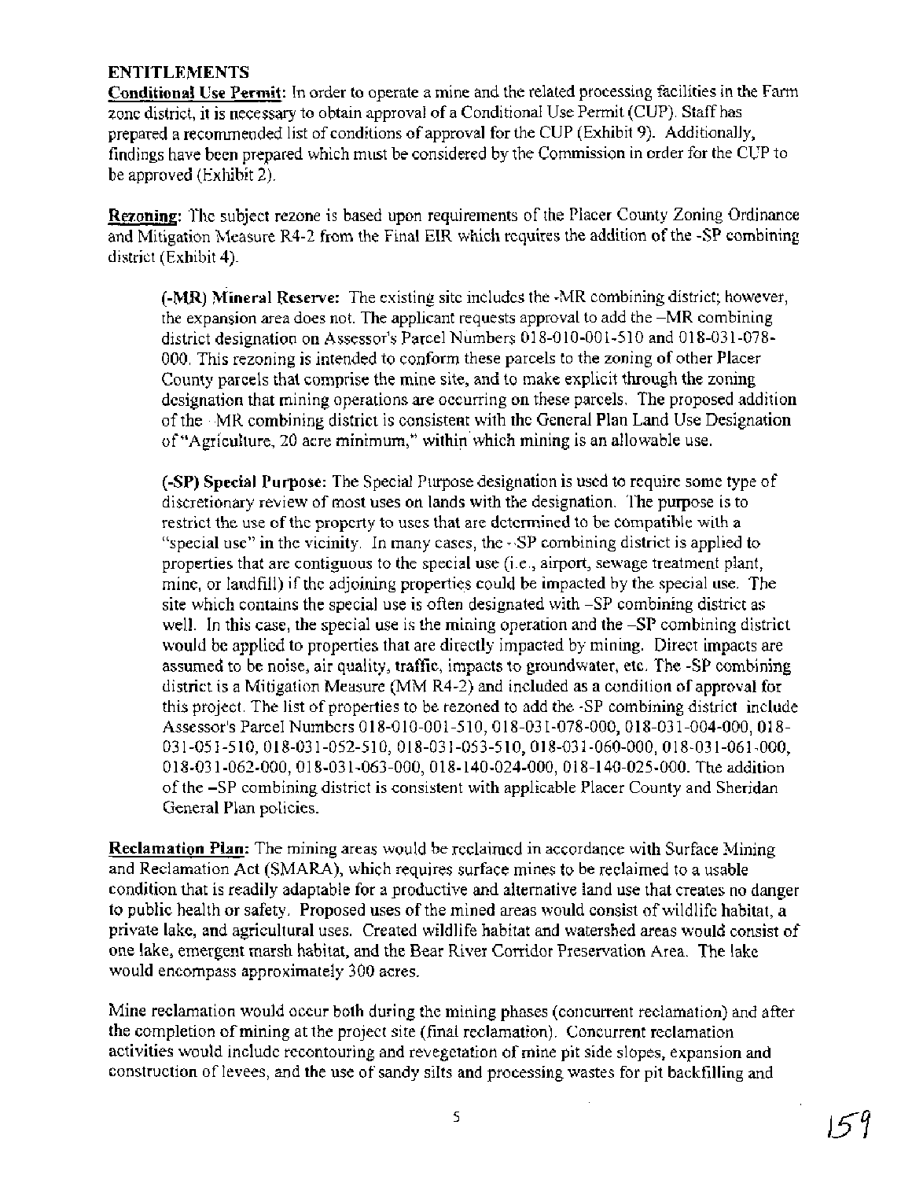## ENTITLEMENTS

**Conditional Use Permit**: In order to operate a mine and the related processing facilities in the Farm zone district, it is necessary to obtain approval of a Conditional Use Permit (CUP). Staff has prepared a recommended list of conditions of approval for the CUP (Exhibit 9). Additionally, findings have been prepared which must be considered by the Commission in order for the CUP to be approved (Exhibit 2).

**Rezoning**: The subject rezone is based upon requirements of the Placer County Zoning Ordinance and Mitigation Measure R4-2 from the Final EIR which requires the addition of the -SP combining district (Exhibit 4).

> **(-MR) Mineral Reserve:** The existing site includes the -MR combining district; however, the expansion area does not. The applicant requests approval to add the –MR combining district designation on Assessor's Parcel Numbers 018-010-001-510 and 018-031-078-000. This rezoning is intended to conform these parcels to the zoning of other Placer County parcels that comprise the mine site, and to make explicit through the zoning designation that mining operations are occurring on these parcels. The proposed addition of the -MR combining district is consistent with the General Plan Land Use Designation of "Agriculture, 20 acre minimum," within which mining is an allowable use.
>
> **(-SP) Special Purpose:** The Special Purpose designation is used to require some type of discretionary review of most uses on lands with the designation. The purpose is to restrict the use of the property to uses that are determined to be compatible with a "special use" in the vicinity. In many cases, the -SP combining district is applied to properties that are contiguous to the special use (i.e., airport, sewage treatment plant, mine, or landfill) if the adjoining properties could be impacted by the special use. The site which contains the special use is often designated with –SP combining district as well. In this case, the special use is the mining operation and the –SP combining district would be applied to properties that are directly impacted by mining. Direct impacts are assumed to be noise, air quality, traffic, impacts to groundwater, etc. The -SP combining district is a Mitigation Measure (MM R4-2) and included as a condition of approval for this project. The list of properties to be rezoned to add the -SP combining district include Assessor's Parcel Numbers 018-010-001-510, 018-031-078-000, 018-031-004-000, 018-031-051-510, 018-031-052-510, 018-031-053-510, 018-031-060-000, 018-031-061-000, 018-031-062-000, 018-031-063-000, 018-140-024-000, 018-140-025-000. The addition of the –SP combining district is consistent with applicable Placer County and Sheridan General Plan policies.

**Reclamation Plan**: The mining areas would be reclaimed in accordance with Surface Mining and Reclamation Act (SMARA), which requires surface mines to be reclaimed to a usable condition that is readily adaptable for a productive and alternative land use that creates no danger to public health or safety. Proposed uses of the mined areas would consist of wildlife habitat, a private lake, and agricultural uses. Created wildlife habitat and watershed areas would consist of one lake, emergent marsh habitat, and the Bear River Corridor Preservation Area. The lake would encompass approximately 300 acres.

Mine reclamation would occur both during the mining phases (concurrent reclamation) and after the completion of mining at the project site (final reclamation). Concurrent reclamation activities would include recontouring and revegetation of mine pit side slopes, expansion and construction of levees, and the use of sandy silts and processing wastes for pit backfilling and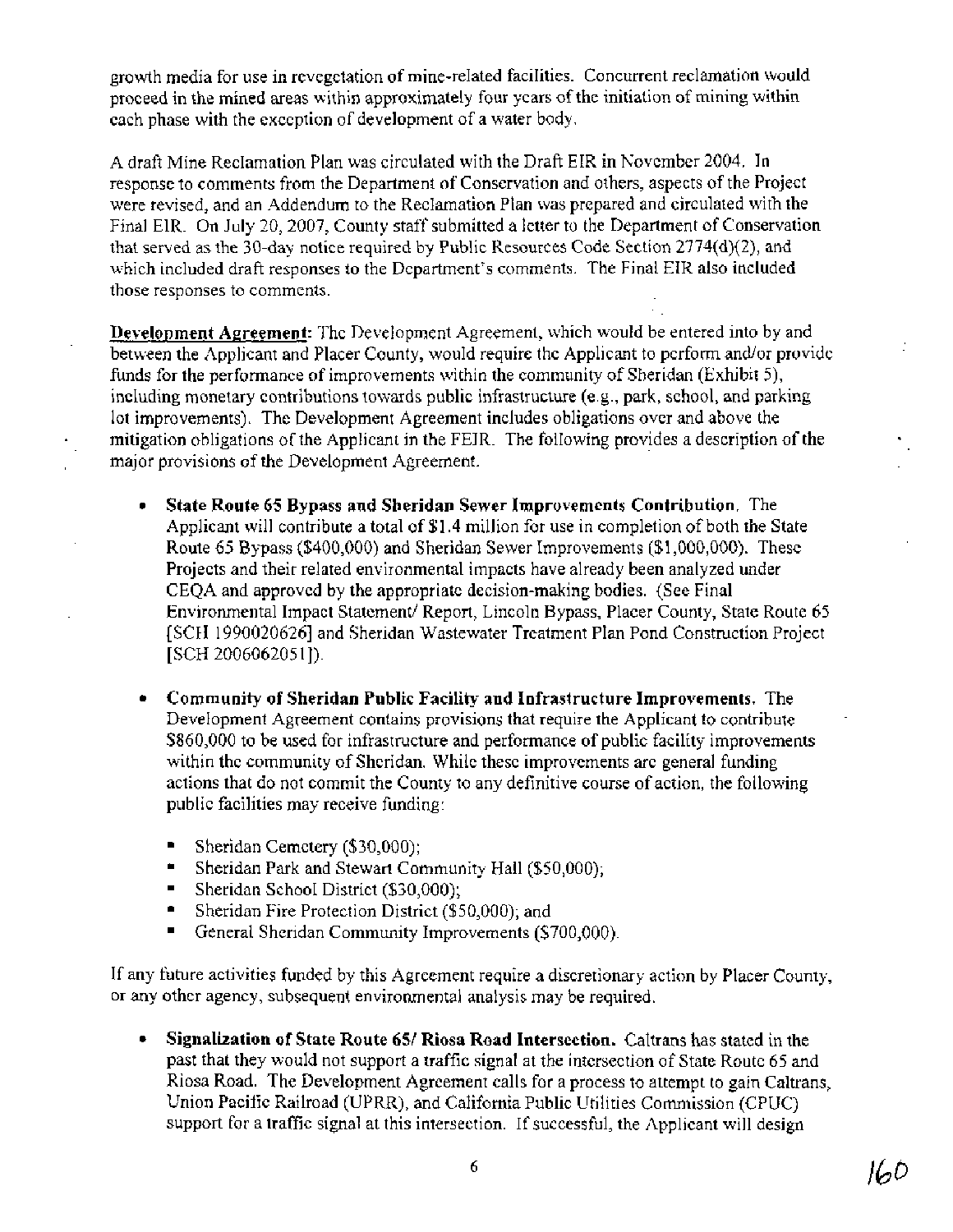growth media for use in revegetation of mine-related facilities. Concurrent reclamation would proceed in the mined areas within approximately four years of the initiation of mining within each phase with the exception of development of a water body.

A draft Mine Reclamation Plan was circulated with the Draft EIR in November 2004. In response to comments from the Department of Conservation and others, aspects of the Project were revised, and an Addendum to the Reclamation Plan was prepared and circulated with the Final EIR. On July 20, 2007, County staff submitted a letter to the Department of Conservation that served as the 30-day notice required by Public Resources Code Section 2774(d)(2), and which included draft responses to the Department's comments. The Final EIR also included those responses to comments.

**Development Agreement:** The Development Agreement, which would be entered into by and between the Applicant and Placer County, would require the Applicant to perform and/or provide funds for the performance of improvements within the community of Sheridan (Exhibit 5), including monetary contributions towards public infrastructure (e.g., park, school, and parking lot improvements). The Development Agreement includes obligations over and above the mitigation obligations of the Applicant in the FEIR. The following provides a description of the major provisions of the Development Agreement.

- **State Route 65 Bypass and Sheridan Sewer Improvements Contribution.** The Applicant will contribute a total of $1.4 million for use in completion of both the State Route 65 Bypass ($400,000) and Sheridan Sewer Improvements ($1,000,000). These Projects and their related environmental impacts have already been analyzed under CEQA and approved by the appropriate decision-making bodies. (See Final Environmental Impact Statement/ Report, Lincoln Bypass, Placer County, State Route 65 [SCH 1990020626] and Sheridan Wastewater Treatment Plan Pond Construction Project [SCH 2006062051]).

- **Community of Sheridan Public Facility and Infrastructure Improvements.** The Development Agreement contains provisions that require the Applicant to contribute $860,000 to be used for infrastructure and performance of public facility improvements within the community of Sheridan. While these improvements are general funding actions that do not commit the County to any definitive course of action, the following public facilities may receive funding:

  - Sheridan Cemetery ($30,000);
  - Sheridan Park and Stewart Community Hall ($50,000);
  - Sheridan School District ($30,000);
  - Sheridan Fire Protection District ($50,000); and
  - General Sheridan Community Improvements ($700,000).

If any future activities funded by this Agreement require a discretionary action by Placer County, or any other agency, subsequent environmental analysis may be required.

- **Signalization of State Route 65/ Riosa Road Intersection.** Caltrans has stated in the past that they would not support a traffic signal at the intersection of State Route 65 and Riosa Road. The Development Agreement calls for a process to attempt to gain Caltrans, Union Pacific Railroad (UPRR), and California Public Utilities Commission (CPUC) support for a traffic signal at this intersection. If successful, the Applicant will design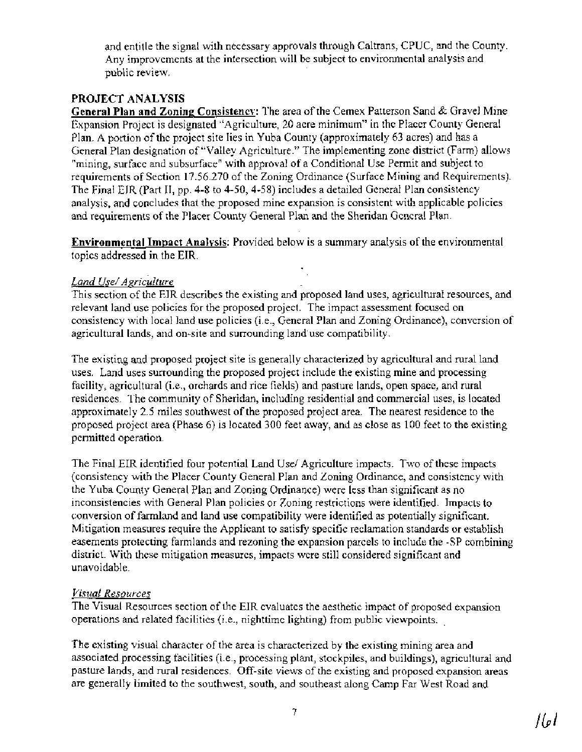and entitle the signal with necessary approvals through Caltrans, CPUC, and the County. Any improvements at the intersection will be subject to environmental analysis and public review.

## PROJECT ANALYSIS

**General Plan and Zoning Consistency**: The area of the Cemex Patterson Sand & Gravel Mine Expansion Project is designated "Agriculture, 20 acre minimum" in the Placer County General Plan. A portion of the project site lies in Yuba County (approximately 63 acres) and has a General Plan designation of "Valley Agriculture." The implementing zone district (Farm) allows "mining, surface and subsurface" with approval of a Conditional Use Permit and subject to requirements of Section 17.56.270 of the Zoning Ordinance (Surface Mining and Requirements). The Final EIR (Part II, pp. 4-8 to 4-50, 4-58) includes a detailed General Plan consistency analysis, and concludes that the proposed mine expansion is consistent with applicable policies and requirements of the Placer County General Plan and the Sheridan General Plan.

**Environmental Impact Analysis**: Provided below is a summary analysis of the environmental topics addressed in the EIR.

*Land Use/ Agriculture*

This section of the EIR describes the existing and proposed land uses, agricultural resources, and relevant land use policies for the proposed project. The impact assessment focused on consistency with local land use policies (i.e., General Plan and Zoning Ordinance), conversion of agricultural lands, and on-site and surrounding land use compatibility.

The existing and proposed project site is generally characterized by agricultural and rural land uses. Land uses surrounding the proposed project include the existing mine and processing facility, agricultural (i.e., orchards and rice fields) and pasture lands, open space, and rural residences. The community of Sheridan, including residential and commercial uses, is located approximately 2.5 miles southwest of the proposed project area. The nearest residence to the proposed project area (Phase 6) is located 300 feet away, and as close as 100 feet to the existing permitted operation.

The Final EIR identified four potential Land Use/ Agriculture impacts. Two of these impacts (consistency with the Placer County General Plan and Zoning Ordinance, and consistency with the Yuba County General Plan and Zoning Ordinance) were less than significant as no inconsistencies with General Plan policies or Zoning restrictions were identified. Impacts to conversion of farmland and land use compatibility were identified as potentially significant. Mitigation measures require the Applicant to satisfy specific reclamation standards or establish easements protecting farmlands and rezoning the expansion parcels to include the -SP combining district. With these mitigation measures, impacts were still considered significant and unavoidable.

*Visual Resources*

The Visual Resources section of the EIR evaluates the aesthetic impact of proposed expansion operations and related facilities (i.e., nighttime lighting) from public viewpoints.

The existing visual character of the area is characterized by the existing mining area and associated processing facilities (i.e., processing plant, stockpiles, and buildings), agricultural and pasture lands, and rural residences. Off-site views of the existing and proposed expansion areas are generally limited to the southwest, south, and southeast along Camp Far West Road and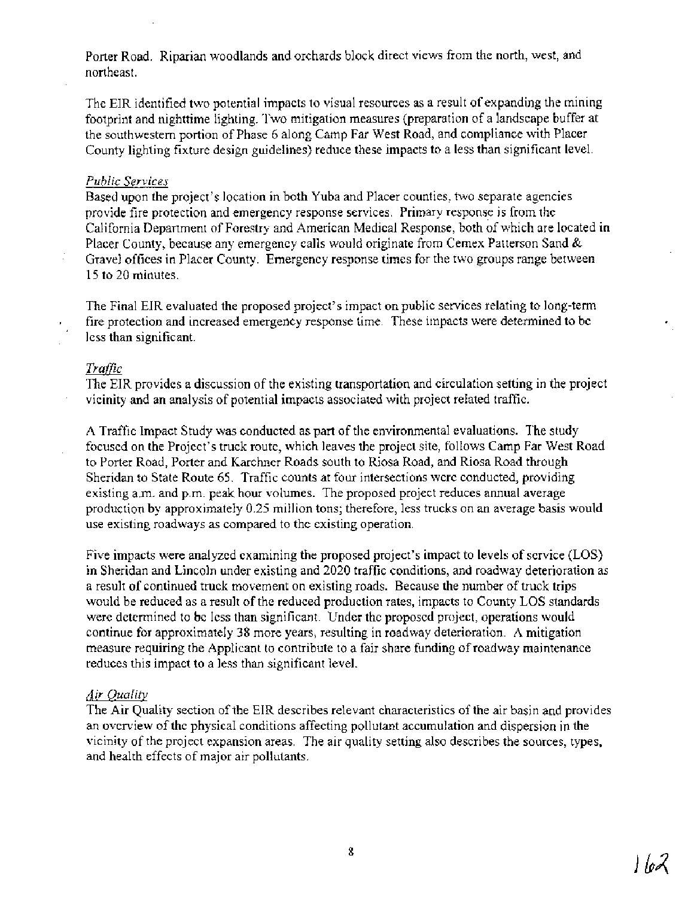Porter Road. Riparian woodlands and orchards block direct views from the north, west, and northeast.

The EIR identified two potential impacts to visual resources as a result of expanding the mining footprint and nighttime lighting. Two mitigation measures (preparation of a landscape buffer at the southwestern portion of Phase 6 along Camp Far West Road, and compliance with Placer County lighting fixture design guidelines) reduce these impacts to a less than significant level.

*Public Services*

Based upon the project's location in both Yuba and Placer counties, two separate agencies provide fire protection and emergency response services. Primary response is from the California Department of Forestry and American Medical Response, both of which are located in Placer County, because any emergency calls would originate from Cemex Patterson Sand & Gravel offices in Placer County. Emergency response times for the two groups range between 15 to 20 minutes.

The Final EIR evaluated the proposed project's impact on public services relating to long-term fire protection and increased emergency response time. These impacts were determined to be less than significant.

*Traffic*

The EIR provides a discussion of the existing transportation and circulation setting in the project vicinity and an analysis of potential impacts associated with project related traffic.

A Traffic Impact Study was conducted as part of the environmental evaluations. The study focused on the Project's truck route, which leaves the project site, follows Camp Far West Road to Porter Road, Porter and Karchner Roads south to Riosa Road, and Riosa Road through Sheridan to State Route 65. Traffic counts at four intersections were conducted, providing existing a.m. and p.m. peak hour volumes. The proposed project reduces annual average production by approximately 0.25 million tons; therefore, less trucks on an average basis would use existing roadways as compared to the existing operation.

Five impacts were analyzed examining the proposed project's impact to levels of service (LOS) in Sheridan and Lincoln under existing and 2020 traffic conditions, and roadway deterioration as a result of continued truck movement on existing roads. Because the number of truck trips would be reduced as a result of the reduced production rates, impacts to County LOS standards were determined to be less than significant. Under the proposed project, operations would continue for approximately 38 more years, resulting in roadway deterioration. A mitigation measure requiring the Applicant to contribute to a fair share funding of roadway maintenance reduces this impact to a less than significant level.

*Air Quality*

The Air Quality section of the EIR describes relevant characteristics of the air basin and provides an overview of the physical conditions affecting pollutant accumulation and dispersion in the vicinity of the project expansion areas. The air quality setting also describes the sources, types, and health effects of major air pollutants.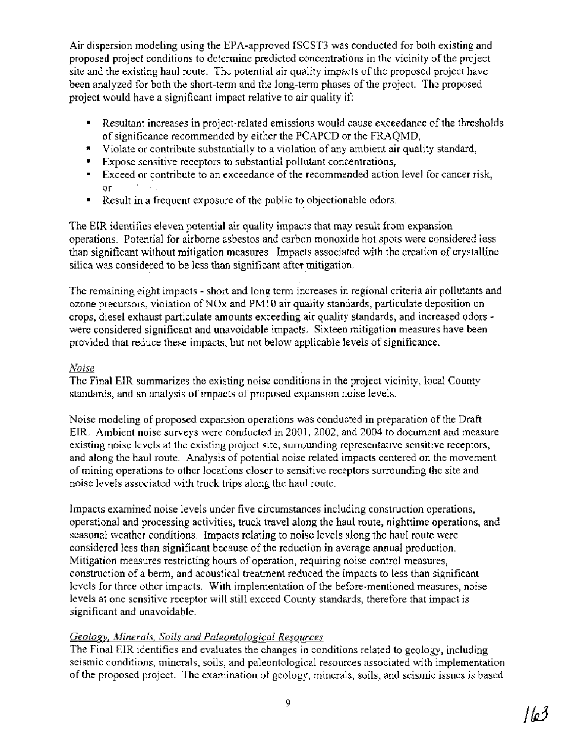Air dispersion modeling using the EPA-approved ISCST3 was conducted for both existing and proposed project conditions to determine predicted concentrations in the vicinity of the project site and the existing haul route. The potential air quality impacts of the proposed project have been analyzed for both the short-term and the long-term phases of the project. The proposed project would have a significant impact relative to air quality if:

- Resultant increases in project-related emissions would cause exceedance of the thresholds of significance recommended by either the PCAPCD or the FRAQMD,
- Violate or contribute substantially to a violation of any ambient air quality standard,
- Expose sensitive receptors to substantial pollutant concentrations,
- Exceed or contribute to an exceedance of the recommended action level for cancer risk, or
- Result in a frequent exposure of the public to objectionable odors.

The EIR identifies eleven potential air quality impacts that may result from expansion operations. Potential for airborne asbestos and carbon monoxide hot spots were considered less than significant without mitigation measures. Impacts associated with the creation of crystalline silica was considered to be less than significant after mitigation.

The remaining eight impacts - short and long term increases in regional criteria air pollutants and ozone precursors, violation of NOx and PM10 air quality standards, particulate deposition on crops, diesel exhaust particulate amounts exceeding air quality standards, and increased odors - were considered significant and unavoidable impacts. Sixteen mitigation measures have been provided that reduce these impacts, but not below applicable levels of significance.

*Noise*

The Final EIR summarizes the existing noise conditions in the project vicinity, local County standards, and an analysis of impacts of proposed expansion noise levels.

Noise modeling of proposed expansion operations was conducted in preparation of the Draft EIR. Ambient noise surveys were conducted in 2001, 2002, and 2004 to document and measure existing noise levels at the existing project site, surrounding representative sensitive receptors, and along the haul route. Analysis of potential noise related impacts centered on the movement of mining operations to other locations closer to sensitive receptors surrounding the site and noise levels associated with truck trips along the haul route.

Impacts examined noise levels under five circumstances including construction operations, operational and processing activities, truck travel along the haul route, nighttime operations, and seasonal weather conditions. Impacts relating to noise levels along the haul route were considered less than significant because of the reduction in average annual production. Mitigation measures restricting hours of operation, requiring noise control measures, construction of a berm, and acoustical treatment reduced the impacts to less than significant levels for three other impacts. With implementation of the before-mentioned measures, noise levels at one sensitive receptor will still exceed County standards, therefore that impact is significant and unavoidable.

*Geology, Minerals, Soils and Paleontological Resources*

The Final EIR identifies and evaluates the changes in conditions related to geology, including seismic conditions, minerals, soils, and paleontological resources associated with implementation of the proposed project. The examination of geology, minerals, soils, and seismic issues is based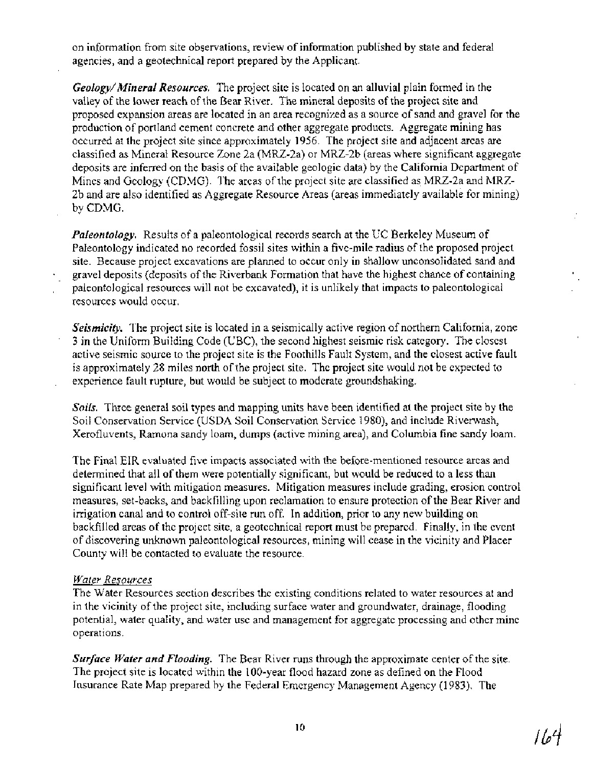on information from site observations, review of information published by state and federal agencies, and a geotechnical report prepared by the Applicant.

***Geology/Mineral Resources.*** The project site is located on an alluvial plain formed in the valley of the lower reach of the Bear River. The mineral deposits of the project site and proposed expansion areas are located in an area recognized as a source of sand and gravel for the production of portland cement concrete and other aggregate products. Aggregate mining has occurred at the project site since approximately 1956. The project site and adjacent areas are classified as Mineral Resource Zone 2a (MRZ-2a) or MRZ-2b (areas where significant aggregate deposits are inferred on the basis of the available geologic data) by the California Department of Mines and Geology (CDMG). The areas of the project site are classified as MRZ-2a and MRZ-2b and are also identified as Aggregate Resource Areas (areas immediately available for mining) by CDMG.

***Paleontology.*** Results of a paleontological records search at the UC Berkeley Museum of Paleontology indicated no recorded fossil sites within a five-mile radius of the proposed project site. Because project excavations are planned to occur only in shallow unconsolidated sand and gravel deposits (deposits of the Riverbank Formation that have the highest chance of containing paleontological resources will not be excavated), it is unlikely that impacts to paleontological resources would occur.

***Seismicity.*** The project site is located in a seismically active region of northern California, zone 3 in the Uniform Building Code (UBC), the second highest seismic risk category. The closest active seismic source to the project site is the Foothills Fault System, and the closest active fault is approximately 28 miles north of the project site. The project site would not be expected to experience fault rupture, but would be subject to moderate groundshaking.

***Soils.*** Three general soil types and mapping units have been identified at the project site by the Soil Conservation Service (USDA Soil Conservation Service 1980), and include Riverwash, Xerofluvents, Ramona sandy loam, dumps (active mining area), and Columbia fine sandy loam.

The Final EIR evaluated five impacts associated with the before-mentioned resource areas and determined that all of them were potentially significant, but would be reduced to a less than significant level with mitigation measures. Mitigation measures include grading, erosion control measures, set-backs, and backfilling upon reclamation to ensure protection of the Bear River and irrigation canal and to control off-site run off. In addition, prior to any new building on backfilled areas of the project site, a geotechnical report must be prepared. Finally, in the event of discovering unknown paleontological resources, mining will cease in the vicinity and Placer County will be contacted to evaluate the resource.

<u>*Water Resources*</u>

The Water Resources section describes the existing conditions related to water resources at and in the vicinity of the project site, including surface water and groundwater, drainage, flooding potential, water quality, and water use and management for aggregate processing and other mine operations.

***Surface Water and Flooding.*** The Bear River runs through the approximate center of the site. The project site is located within the 100-year flood hazard zone as defined on the Flood Insurance Rate Map prepared by the Federal Emergency Management Agency (1983). The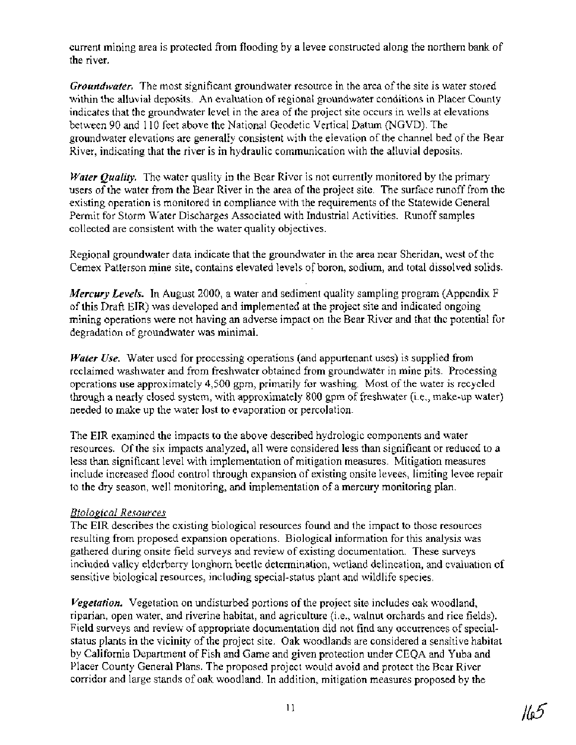current mining area is protected from flooding by a levee constructed along the northern bank of the river.

***Groundwater.*** The most significant groundwater resource in the area of the site is water stored within the alluvial deposits. An evaluation of regional groundwater conditions in Placer County indicates that the groundwater level in the area of the project site occurs in wells at elevations between 90 and 110 feet above the National Geodetic Vertical Datum (NGVD). The groundwater elevations are generally consistent with the elevation of the channel bed of the Bear River, indicating that the river is in hydraulic communication with the alluvial deposits.

***Water Quality.*** The water quality in the Bear River is not currently monitored by the primary users of the water from the Bear River in the area of the project site. The surface runoff from the existing operation is monitored in compliance with the requirements of the Statewide General Permit for Storm Water Discharges Associated with Industrial Activities. Runoff samples collected are consistent with the water quality objectives.

Regional groundwater data indicate that the groundwater in the area near Sheridan, west of the Cemex Patterson mine site, contains elevated levels of boron, sodium, and total dissolved solids.

***Mercury Levels.*** In August 2000, a water and sediment quality sampling program (Appendix F of this Draft EIR) was developed and implemented at the project site and indicated ongoing mining operations were not having an adverse impact on the Bear River and that the potential for degradation of groundwater was minimal.

***Water Use.*** Water used for processing operations (and appurtenant uses) is supplied from reclaimed washwater and from freshwater obtained from groundwater in mine pits. Processing operations use approximately 4,500 gpm, primarily for washing. Most of the water is recycled through a nearly closed system, with approximately 800 gpm of freshwater (i.e., make-up water) needed to make up the water lost to evaporation or percolation.

The EIR examined the impacts to the above described hydrologic components and water resources. Of the six impacts analyzed, all were considered less than significant or reduced to a less than significant level with implementation of mitigation measures. Mitigation measures include increased flood control through expansion of existing onsite levees, limiting levee repair to the dry season, well monitoring, and implementation of a mercury monitoring plan.

<u>Biological Resources</u>

The EIR describes the existing biological resources found and the impact to those resources resulting from proposed expansion operations. Biological information for this analysis was gathered during onsite field surveys and review of existing documentation. These surveys included valley elderberry longhorn beetle determination, wetland delineation, and evaluation of sensitive biological resources, including special-status plant and wildlife species.

***Vegetation.*** Vegetation on undisturbed portions of the project site includes oak woodland, riparian, open water, and riverine habitat, and agriculture (i.e., walnut orchards and rice fields). Field surveys and review of appropriate documentation did not find any occurrences of special-status plants in the vicinity of the project site. Oak woodlands are considered a sensitive habitat by California Department of Fish and Game and given protection under CEQA and Yuba and Placer County General Plans. The proposed project would avoid and protect the Bear River corridor and large stands of oak woodland. In addition, mitigation measures proposed by the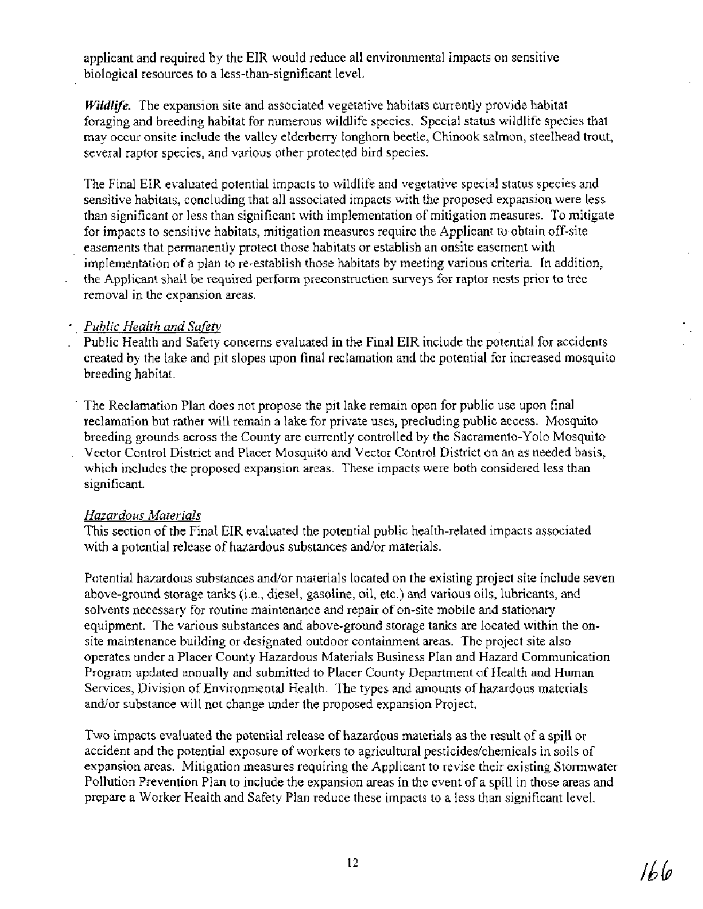applicant and required by the EIR would reduce all environmental impacts on sensitive biological resources to a less-than-significant level.

*Wildlife.* The expansion site and associated vegetative habitats currently provide habitat foraging and breeding habitat for numerous wildlife species. Special status wildlife species that may occur onsite include the valley elderberry longhorn beetle, Chinook salmon, steelhead trout, several raptor species, and various other protected bird species.

The Final EIR evaluated potential impacts to wildlife and vegetative special status species and sensitive habitats, concluding that all associated impacts with the proposed expansion were less than significant or less than significant with implementation of mitigation measures. To mitigate for impacts to sensitive habitats, mitigation measures require the Applicant to obtain off-site easements that permanently protect those habitats or establish an onsite easement with implementation of a plan to re-establish those habitats by meeting various criteria. In addition, the Applicant shall be required perform preconstruction surveys for raptor nests prior to tree removal in the expansion areas.

*Public Health and Safety*

Public Health and Safety concerns evaluated in the Final EIR include the potential for accidents created by the lake and pit slopes upon final reclamation and the potential for increased mosquito breeding habitat.

The Reclamation Plan does not propose the pit lake remain open for public use upon final reclamation but rather will remain a lake for private uses, precluding public access. Mosquito breeding grounds across the County are currently controlled by the Sacramento-Yolo Mosquito Vector Control District and Placer Mosquito and Vector Control District on an as needed basis, which includes the proposed expansion areas. These impacts were both considered less than significant.

*Hazardous Materials*

This section of the Final EIR evaluated the potential public health-related impacts associated with a potential release of hazardous substances and/or materials.

Potential hazardous substances and/or materials located on the existing project site include seven above-ground storage tanks (i.e., diesel, gasoline, oil, etc.) and various oils, lubricants, and solvents necessary for routine maintenance and repair of on-site mobile and stationary equipment. The various substances and above-ground storage tanks are located within the on-site maintenance building or designated outdoor containment areas. The project site also operates under a Placer County Hazardous Materials Business Plan and Hazard Communication Program updated annually and submitted to Placer County Department of Health and Human Services, Division of Environmental Health. The types and amounts of hazardous materials and/or substance will not change under the proposed expansion Project.

Two impacts evaluated the potential release of hazardous materials as the result of a spill or accident and the potential exposure of workers to agricultural pesticides/chemicals in soils of expansion areas. Mitigation measures requiring the Applicant to revise their existing Stormwater Pollution Prevention Plan to include the expansion areas in the event of a spill in those areas and prepare a Worker Health and Safety Plan reduce these impacts to a less than significant level.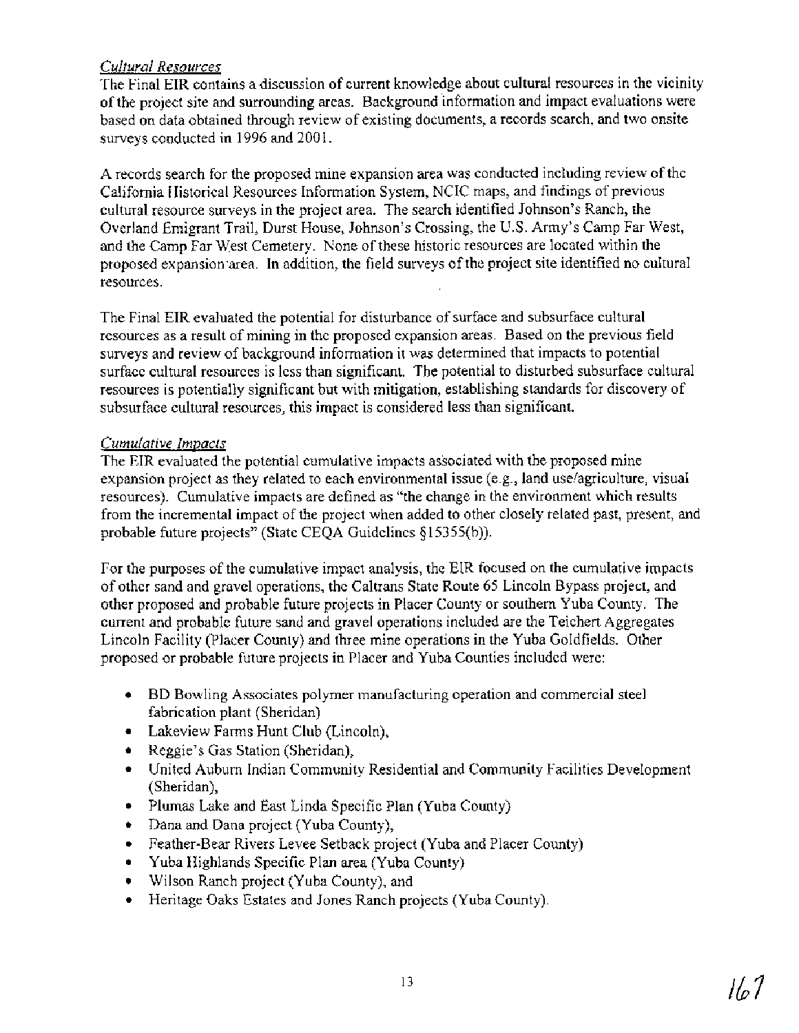*Cultural Resources*

The Final EIR contains a discussion of current knowledge about cultural resources in the vicinity of the project site and surrounding areas. Background information and impact evaluations were based on data obtained through review of existing documents, a records search, and two onsite surveys conducted in 1996 and 2001.

A records search for the proposed mine expansion area was conducted including review of the California Historical Resources Information System, NCIC maps, and findings of previous cultural resource surveys in the project area. The search identified Johnson's Ranch, the Overland Emigrant Trail, Durst House, Johnson's Crossing, the U.S. Army's Camp Far West, and the Camp Far West Cemetery. None of these historic resources are located within the proposed expansion area. In addition, the field surveys of the project site identified no cultural resources.

The Final EIR evaluated the potential for disturbance of surface and subsurface cultural resources as a result of mining in the proposed expansion areas. Based on the previous field surveys and review of background information it was determined that impacts to potential surface cultural resources is less than significant. The potential to disturbed subsurface cultural resources is potentially significant but with mitigation, establishing standards for discovery of subsurface cultural resources, this impact is considered less than significant.

*Cumulative Impacts*

The EIR evaluated the potential cumulative impacts associated with the proposed mine expansion project as they related to each environmental issue (e.g., land use/agriculture, visual resources). Cumulative impacts are defined as "the change in the environment which results from the incremental impact of the project when added to other closely related past, present, and probable future projects" (State CEQA Guidelines §15355(b)).

For the purposes of the cumulative impact analysis, the EIR focused on the cumulative impacts of other sand and gravel operations, the Caltrans State Route 65 Lincoln Bypass project, and other proposed and probable future projects in Placer County or southern Yuba County. The current and probable future sand and gravel operations included are the Teichert Aggregates Lincoln Facility (Placer County) and three mine operations in the Yuba Goldfields. Other proposed or probable future projects in Placer and Yuba Counties included were:

- BD Bowling Associates polymer manufacturing operation and commercial steel fabrication plant (Sheridan)
- Lakeview Farms Hunt Club (Lincoln),
- Reggie's Gas Station (Sheridan),
- United Auburn Indian Community Residential and Community Facilities Development (Sheridan),
- Plumas Lake and East Linda Specific Plan (Yuba County)
- Dana and Dana project (Yuba County),
- Feather-Bear Rivers Levee Setback project (Yuba and Placer County)
- Yuba Highlands Specific Plan area (Yuba County)
- Wilson Ranch project (Yuba County), and
- Heritage Oaks Estates and Jones Ranch projects (Yuba County).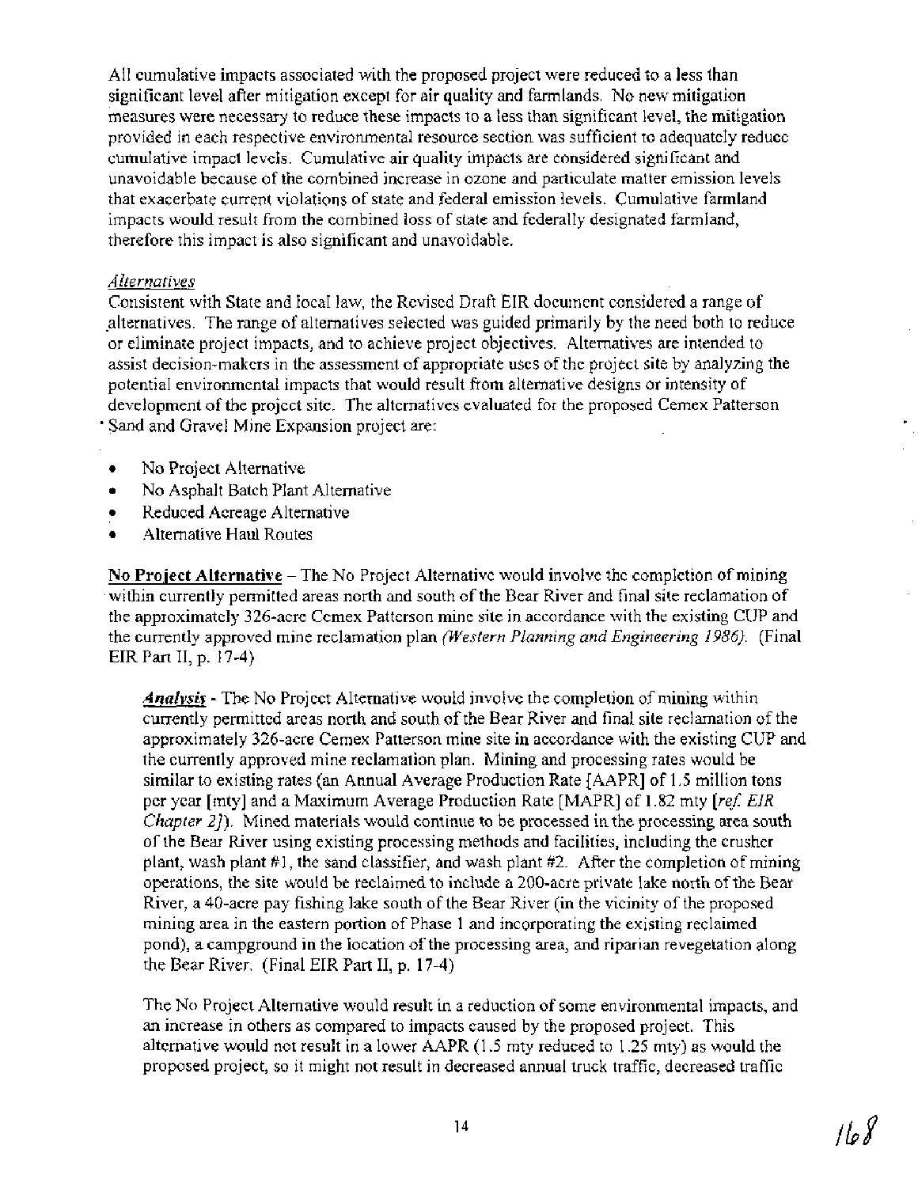All cumulative impacts associated with the proposed project were reduced to a less than significant level after mitigation except for air quality and farmlands. No new mitigation measures were necessary to reduce these impacts to a less than significant level, the mitigation provided in each respective environmental resource section was sufficient to adequately reduce cumulative impact levels. Cumulative air quality impacts are considered significant and unavoidable because of the combined increase in ozone and particulate matter emission levels that exacerbate current violations of state and federal emission levels. Cumulative farmland impacts would result from the combined loss of state and federally designated farmland, therefore this impact is also significant and unavoidable.

*Alternatives*

Consistent with State and local law, the Revised Draft EIR document considered a range of alternatives. The range of alternatives selected was guided primarily by the need both to reduce or eliminate project impacts, and to achieve project objectives. Alternatives are intended to assist decision-makers in the assessment of appropriate uses of the project site by analyzing the potential environmental impacts that would result from alternative designs or intensity of development of the project site. The alternatives evaluated for the proposed Cemex Patterson Sand and Gravel Mine Expansion project are:

- No Project Alternative
- No Asphalt Batch Plant Alternative
- Reduced Acreage Alternative
- Alternative Haul Routes

**No Project Alternative** – The No Project Alternative would involve the completion of mining within currently permitted areas north and south of the Bear River and final site reclamation of the approximately 326-acre Cemex Patterson mine site in accordance with the existing CUP and the currently approved mine reclamation plan *(Western Planning and Engineering 1986)*. (Final EIR Part II, p. 17-4)

***Analysis*** - The No Project Alternative would involve the completion of mining within currently permitted areas north and south of the Bear River and final site reclamation of the approximately 326-acre Cemex Patterson mine site in accordance with the existing CUP and the currently approved mine reclamation plan. Mining and processing rates would be similar to existing rates (an Annual Average Production Rate [AAPR] of 1.5 million tons per year [mty] and a Maximum Average Production Rate [MAPR] of 1.82 mty [*ref. EIR Chapter 2]*). Mined materials would continue to be processed in the processing area south of the Bear River using existing processing methods and facilities, including the crusher plant, wash plant #1, the sand classifier, and wash plant #2. After the completion of mining operations, the site would be reclaimed to include a 200-acre private lake north of the Bear River, a 40-acre pay fishing lake south of the Bear River (in the vicinity of the proposed mining area in the eastern portion of Phase 1 and incorporating the existing reclaimed pond), a campground in the location of the processing area, and riparian revegetation along the Bear River. (Final EIR Part II, p. 17-4)

The No Project Alternative would result in a reduction of some environmental impacts, and an increase in others as compared to impacts caused by the proposed project. This alternative would not result in a lower AAPR (1.5 mty reduced to 1.25 mty) as would the proposed project, so it might not result in decreased annual truck traffic, decreased traffic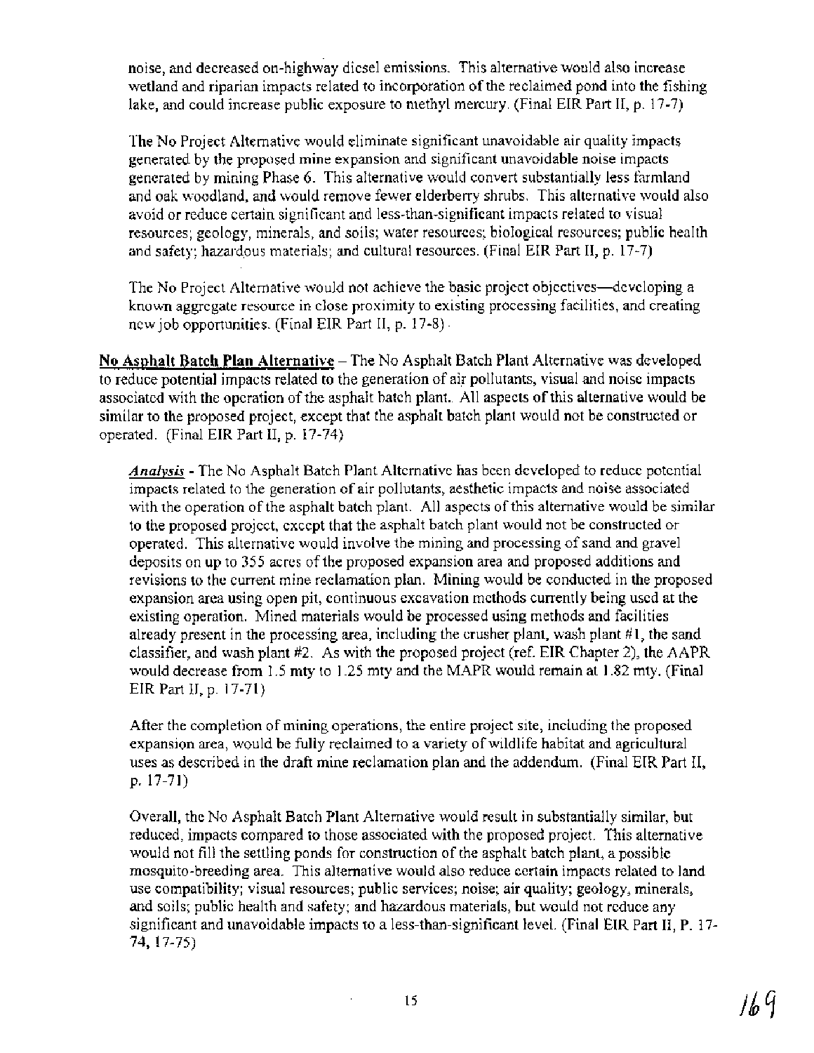noise, and decreased on-highway diesel emissions. This alternative would also increase wetland and riparian impacts related to incorporation of the reclaimed pond into the fishing lake, and could increase public exposure to methyl mercury. (Final EIR Part II, p. 17-7)

The No Project Alternative would eliminate significant unavoidable air quality impacts generated by the proposed mine expansion and significant unavoidable noise impacts generated by mining Phase 6. This alternative would convert substantially less farmland and oak woodland, and would remove fewer elderberry shrubs. This alternative would also avoid or reduce certain significant and less-than-significant impacts related to visual resources; geology, minerals, and soils; water resources; biological resources; public health and safety; hazardous materials; and cultural resources. (Final EIR Part II, p. 17-7)

The No Project Alternative would not achieve the basic project objectives—developing a known aggregate resource in close proximity to existing processing facilities, and creating new job opportunities. (Final EIR Part II, p. 17-8)

**No Asphalt Batch Plan Alternative** – The No Asphalt Batch Plant Alternative was developed to reduce potential impacts related to the generation of air pollutants, visual and noise impacts associated with the operation of the asphalt batch plant. All aspects of this alternative would be similar to the proposed project, except that the asphalt batch plant would not be constructed or operated. (Final EIR Part II, p. 17-74)

***Analysis*** - The No Asphalt Batch Plant Alternative has been developed to reduce potential impacts related to the generation of air pollutants, aesthetic impacts and noise associated with the operation of the asphalt batch plant. All aspects of this alternative would be similar to the proposed project, except that the asphalt batch plant would not be constructed or operated. This alternative would involve the mining and processing of sand and gravel deposits on up to 355 acres of the proposed expansion area and proposed additions and revisions to the current mine reclamation plan. Mining would be conducted in the proposed expansion area using open pit, continuous excavation methods currently being used at the existing operation. Mined materials would be processed using methods and facilities already present in the processing area, including the crusher plant, wash plant #1, the sand classifier, and wash plant #2. As with the proposed project (ref. EIR Chapter 2), the AAPR would decrease from 1.5 mty to 1.25 mty and the MAPR would remain at 1.82 mty. (Final EIR Part II, p. 17-71)

After the completion of mining operations, the entire project site, including the proposed expansion area, would be fully reclaimed to a variety of wildlife habitat and agricultural uses as described in the draft mine reclamation plan and the addendum. (Final EIR Part II, p. 17-71)

Overall, the No Asphalt Batch Plant Alternative would result in substantially similar, but reduced, impacts compared to those associated with the proposed project. This alternative would not fill the settling ponds for construction of the asphalt batch plant, a possible mosquito-breeding area. This alternative would also reduce certain impacts related to land use compatibility; visual resources; public services; noise; air quality; geology, minerals, and soils; public health and safety; and hazardous materials, but would not reduce any significant and unavoidable impacts to a less-than-significant level. (Final EIR Part II, P. 17-74, 17-75)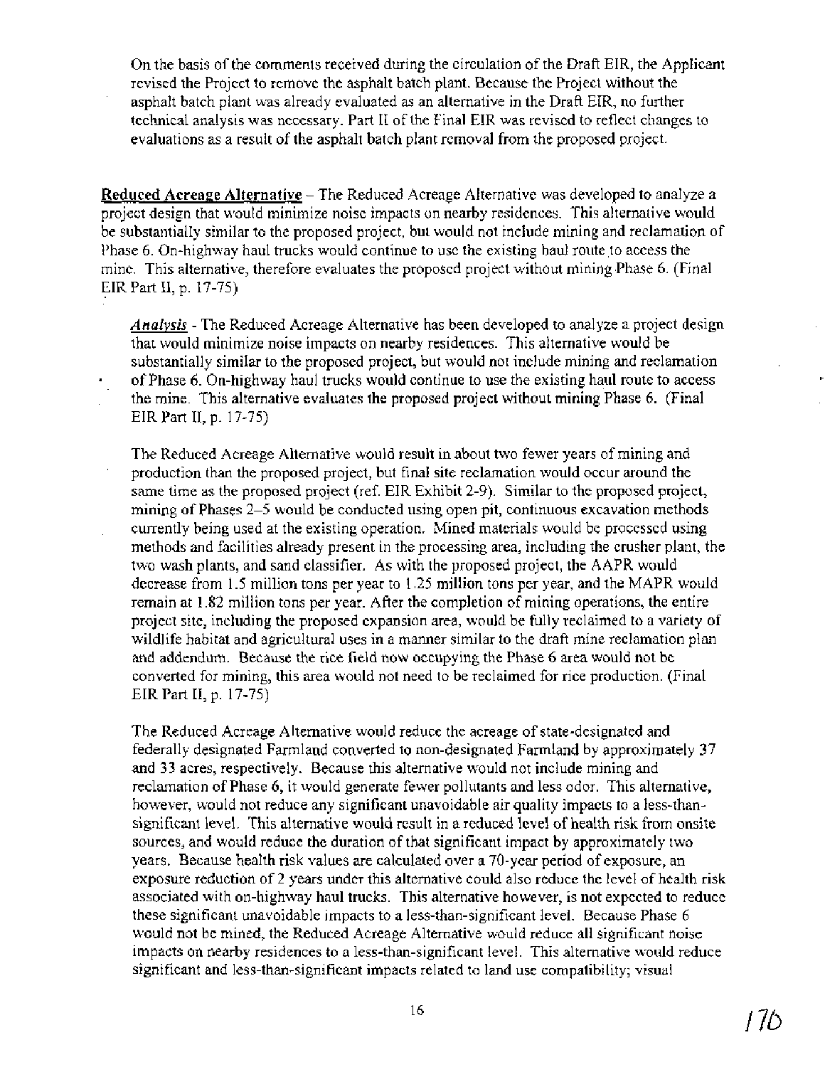On the basis of the comments received during the circulation of the Draft EIR, the Applicant revised the Project to remove the asphalt batch plant. Because the Project without the asphalt batch plant was already evaluated as an alternative in the Draft EIR, no further technical analysis was necessary. Part II of the Final EIR was revised to reflect changes to evaluations as a result of the asphalt batch plant removal from the proposed project.

**Reduced Acreage Alternative** – The Reduced Acreage Alternative was developed to analyze a project design that would minimize noise impacts on nearby residences. This alternative would be substantially similar to the proposed project, but would not include mining and reclamation of Phase 6. On-highway haul trucks would continue to use the existing haul route to access the mine. This alternative, therefore evaluates the proposed project without mining Phase 6. (Final EIR Part II, p. 17-75)

***Analysis*** - The Reduced Acreage Alternative has been developed to analyze a project design that would minimize noise impacts on nearby residences. This alternative would be substantially similar to the proposed project, but would not include mining and reclamation of Phase 6. On-highway haul trucks would continue to use the existing haul route to access the mine. This alternative evaluates the proposed project without mining Phase 6. (Final EIR Part II, p. 17-75)

The Reduced Acreage Alternative would result in about two fewer years of mining and production than the proposed project, but final site reclamation would occur around the same time as the proposed project (ref. EIR Exhibit 2-9). Similar to the proposed project, mining of Phases 2–5 would be conducted using open pit, continuous excavation methods currently being used at the existing operation. Mined materials would be processed using methods and facilities already present in the processing area, including the crusher plant, the two wash plants, and sand classifier. As with the proposed project, the AAPR would decrease from 1.5 million tons per year to 1.25 million tons per year, and the MAPR would remain at 1.82 million tons per year. After the completion of mining operations, the entire project site, including the proposed expansion area, would be fully reclaimed to a variety of wildlife habitat and agricultural uses in a manner similar to the draft mine reclamation plan and addendum. Because the rice field now occupying the Phase 6 area would not be converted for mining, this area would not need to be reclaimed for rice production. (Final EIR Part II, p. 17-75)

The Reduced Acreage Alternative would reduce the acreage of state-designated and federally designated Farmland converted to non-designated Farmland by approximately 37 and 33 acres, respectively. Because this alternative would not include mining and reclamation of Phase 6, it would generate fewer pollutants and less odor. This alternative, however, would not reduce any significant unavoidable air quality impacts to a less-than-significant level. This alternative would result in a reduced level of health risk from onsite sources, and would reduce the duration of that significant impact by approximately two years. Because health risk values are calculated over a 70-year period of exposure, an exposure reduction of 2 years under this alternative could also reduce the level of health risk associated with on-highway haul trucks. This alternative however, is not expected to reduce these significant unavoidable impacts to a less-than-significant level. Because Phase 6 would not be mined, the Reduced Acreage Alternative would reduce all significant noise impacts on nearby residences to a less-than-significant level. This alternative would reduce significant and less-than-significant impacts related to land use compatibility; visual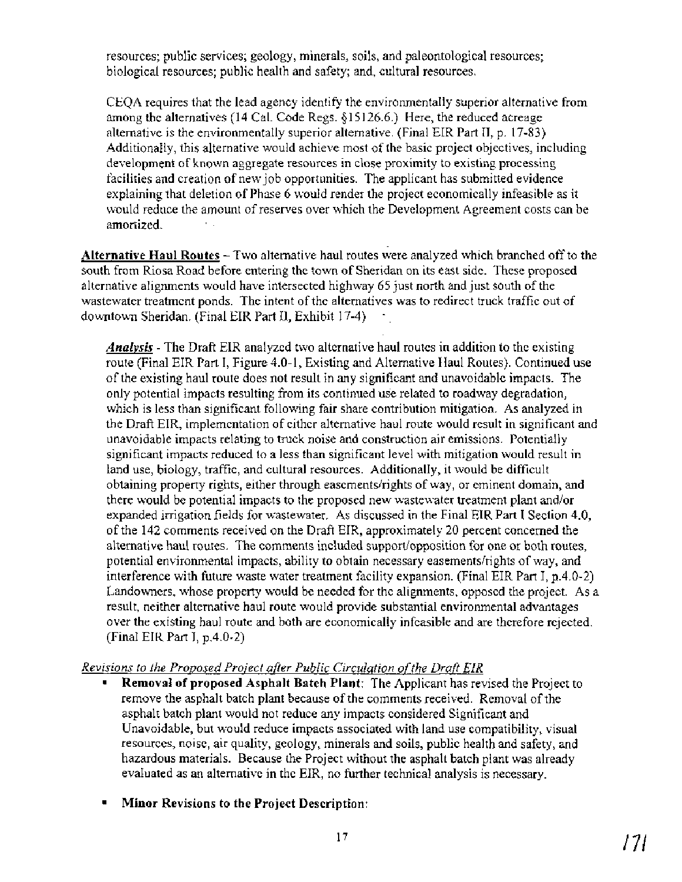resources; public services; geology, minerals, soils, and paleontological resources; biological resources; public health and safety; and, cultural resources.

CEQA requires that the lead agency identify the environmentally superior alternative from among the alternatives (14 Cal. Code Regs. §15126.6.) Here, the reduced acreage alternative is the environmentally superior alternative. (Final EIR Part II, p. 17-83) Additionally, this alternative would achieve most of the basic project objectives, including development of known aggregate resources in close proximity to existing processing facilities and creation of new job opportunities. The applicant has submitted evidence explaining that deletion of Phase 6 would render the project economically infeasible as it would reduce the amount of reserves over which the Development Agreement costs can be amortized.

**Alternative Haul Routes** – Two alternative haul routes were analyzed which branched off to the south from Riosa Road before entering the town of Sheridan on its east side. These proposed alternative alignments would have intersected highway 65 just north and just south of the wastewater treatment ponds. The intent of the alternatives was to redirect truck traffic out of downtown Sheridan. (Final EIR Part II, Exhibit 17-4)

***Analysis*** - The Draft EIR analyzed two alternative haul routes in addition to the existing route (Final EIR Part I, Figure 4.0-1, Existing and Alternative Haul Routes). Continued use of the existing haul route does not result in any significant and unavoidable impacts. The only potential impacts resulting from its continued use related to roadway degradation, which is less than significant following fair share contribution mitigation. As analyzed in the Draft EIR, implementation of either alternative haul route would result in significant and unavoidable impacts relating to truck noise and construction air emissions. Potentially significant impacts reduced to a less than significant level with mitigation would result in land use, biology, traffic, and cultural resources. Additionally, it would be difficult obtaining property rights, either through easements/rights of way, or eminent domain, and there would be potential impacts to the proposed new wastewater treatment plant and/or expanded irrigation fields for wastewater. As discussed in the Final EIR Part I Section 4.0, of the 142 comments received on the Draft EIR, approximately 20 percent concerned the alternative haul routes. The comments included support/opposition for one or both routes, potential environmental impacts, ability to obtain necessary easements/rights of way, and interference with future waste water treatment facility expansion. (Final EIR Part I, p.4.0-2) Landowners, whose property would be needed for the alignments, opposed the project. As a result, neither alternative haul route would provide substantial environmental advantages over the existing haul route and both are economically infeasible and are therefore rejected. (Final EIR Part I, p.4.0-2)

*Revisions to the Proposed Project after Public Circulation of the Draft EIR*

- **Removal of proposed Asphalt Batch Plant**: The Applicant has revised the Project to remove the asphalt batch plant because of the comments received. Removal of the asphalt batch plant would not reduce any impacts considered Significant and Unavoidable, but would reduce impacts associated with land use compatibility, visual resources, noise, air quality, geology, minerals and soils, public health and safety, and hazardous materials. Because the Project without the asphalt batch plant was already evaluated as an alternative in the EIR, no further technical analysis is necessary.

- **Minor Revisions to the Project Description**: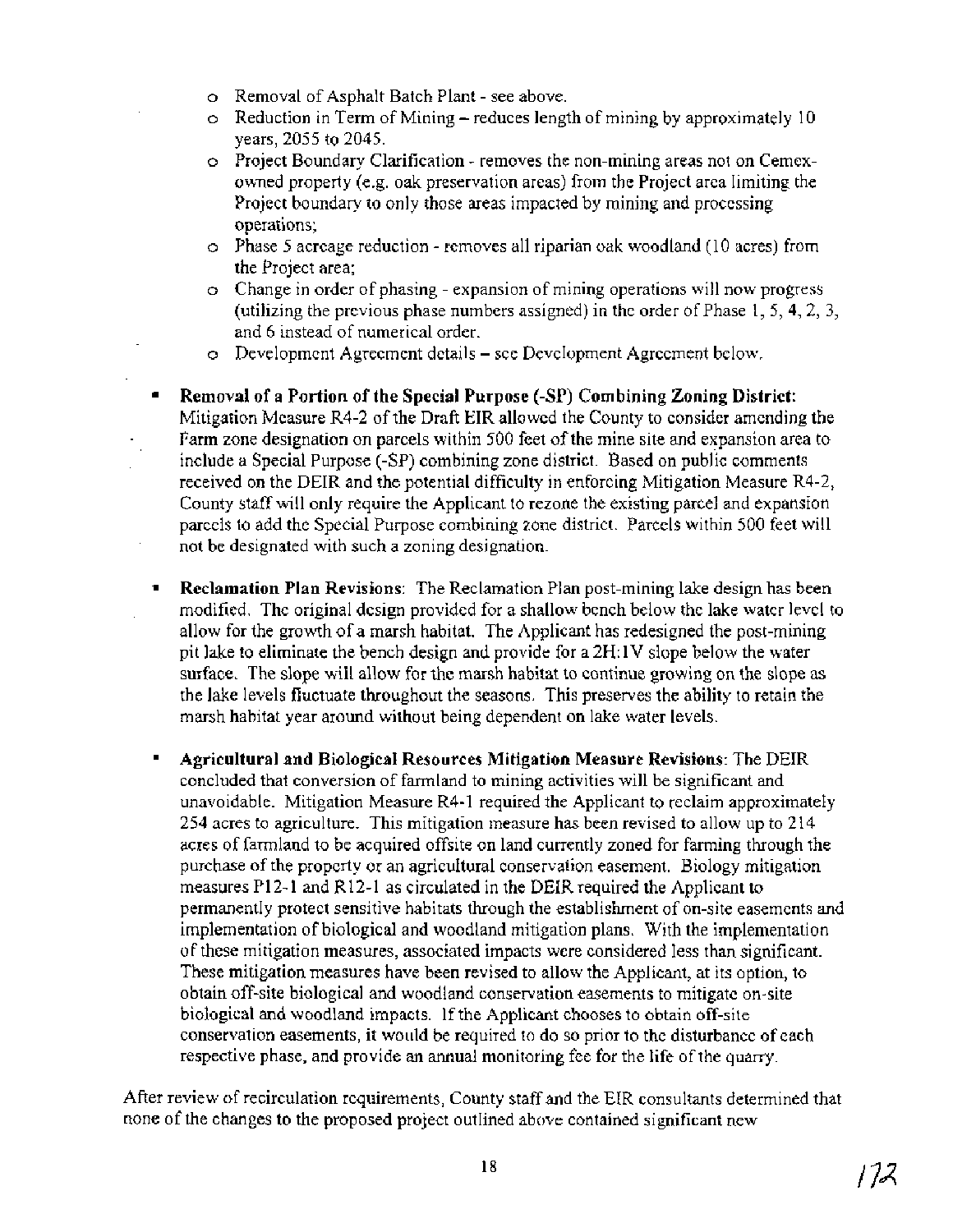- Removal of Asphalt Batch Plant - see above.
  - Reduction in Term of Mining – reduces length of mining by approximately 10 years, 2055 to 2045.
  - Project Boundary Clarification - removes the non-mining areas not on Cemex-owned property (e.g. oak preservation areas) from the Project area limiting the Project boundary to only those areas impacted by mining and processing operations;
  - Phase 5 acreage reduction - removes all riparian oak woodland (10 acres) from the Project area;
  - Change in order of phasing - expansion of mining operations will now progress (utilizing the previous phase numbers assigned) in the order of Phase 1, 5, 4, 2, 3, and 6 instead of numerical order.
  - Development Agreement details – see Development Agreement below.

- **Removal of a Portion of the Special Purpose (-SP) Combining Zoning District:** Mitigation Measure R4-2 of the Draft EIR allowed the County to consider amending the Farm zone designation on parcels within 500 feet of the mine site and expansion area to include a Special Purpose (-SP) combining zone district. Based on public comments received on the DEIR and the potential difficulty in enforcing Mitigation Measure R4-2, County staff will only require the Applicant to rezone the existing parcel and expansion parcels to add the Special Purpose combining zone district. Parcels within 500 feet will not be designated with such a zoning designation.

- **Reclamation Plan Revisions**: The Reclamation Plan post-mining lake design has been modified. The original design provided for a shallow bench below the lake water level to allow for the growth of a marsh habitat. The Applicant has redesigned the post-mining pit lake to eliminate the bench design and provide for a 2H:1V slope below the water surface. The slope will allow for the marsh habitat to continue growing on the slope as the lake levels fluctuate throughout the seasons. This preserves the ability to retain the marsh habitat year around without being dependent on lake water levels.

- **Agricultural and Biological Resources Mitigation Measure Revisions:** The DEIR concluded that conversion of farmland to mining activities will be significant and unavoidable. Mitigation Measure R4-1 required the Applicant to reclaim approximately 254 acres to agriculture. This mitigation measure has been revised to allow up to 214 acres of farmland to be acquired offsite on land currently zoned for farming through the purchase of the property or an agricultural conservation easement. Biology mitigation measures P12-1 and R12-1 as circulated in the DEIR required the Applicant to permanently protect sensitive habitats through the establishment of on-site easements and implementation of biological and woodland mitigation plans. With the implementation of these mitigation measures, associated impacts were considered less than significant. These mitigation measures have been revised to allow the Applicant, at its option, to obtain off-site biological and woodland conservation easements to mitigate on-site biological and woodland impacts. If the Applicant chooses to obtain off-site conservation easements, it would be required to do so prior to the disturbance of each respective phase, and provide an annual monitoring fee for the life of the quarry.

After review of recirculation requirements, County staff and the EIR consultants determined that none of the changes to the proposed project outlined above contained significant new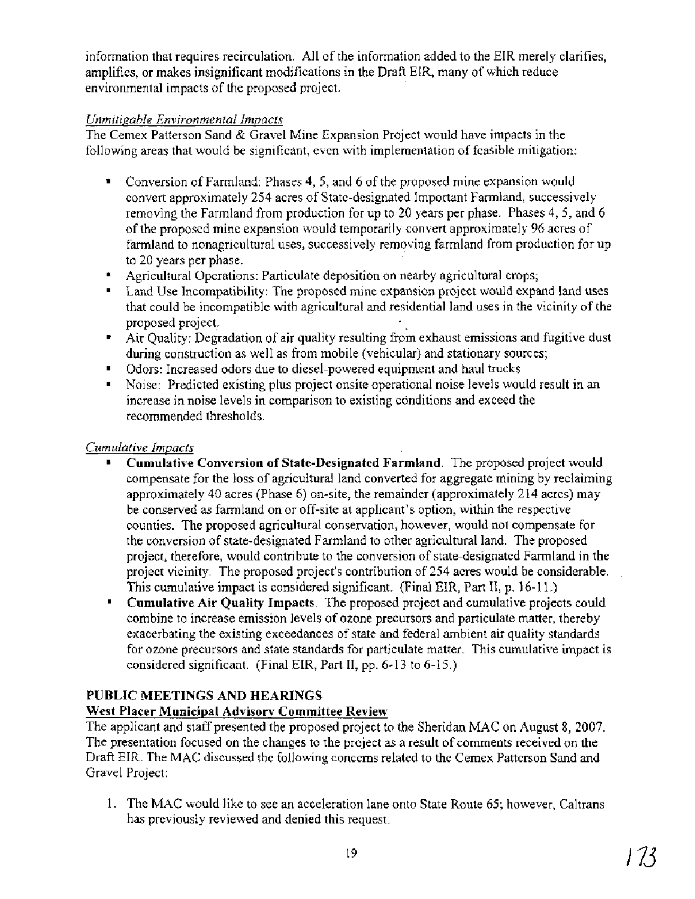information that requires recirculation. All of the information added to the EIR merely clarifies, amplifies, or makes insignificant modifications in the Draft EIR, many of which reduce environmental impacts of the proposed project.

*Unmitigable Environmental Impacts*

The Cemex Patterson Sand & Gravel Mine Expansion Project would have impacts in the following areas that would be significant, even with implementation of feasible mitigation:

- Conversion of Farmland: Phases 4, 5, and 6 of the proposed mine expansion would convert approximately 254 acres of State-designated Important Farmland, successively removing the Farmland from production for up to 20 years per phase. Phases 4, 5, and 6 of the proposed mine expansion would temporarily convert approximately 96 acres of farmland to nonagricultural uses, successively removing farmland from production for up to 20 years per phase.
- Agricultural Operations: Particulate deposition on nearby agricultural crops;
- Land Use Incompatibility: The proposed mine expansion project would expand land uses that could be incompatible with agricultural and residential land uses in the vicinity of the proposed project.
- Air Quality: Degradation of air quality resulting from exhaust emissions and fugitive dust during construction as well as from mobile (vehicular) and stationary sources;
- Odors: Increased odors due to diesel-powered equipment and haul trucks
- Noise: Predicted existing plus project onsite operational noise levels would result in an increase in noise levels in comparison to existing conditions and exceed the recommended thresholds.

*Cumulative Impacts*

- **Cumulative Conversion of State-Designated Farmland**. The proposed project would compensate for the loss of agricultural land converted for aggregate mining by reclaiming approximately 40 acres (Phase 6) on-site, the remainder (approximately 214 acres) may be conserved as farmland on or off-site at applicant's option, within the respective counties. The proposed agricultural conservation, however, would not compensate for the conversion of state-designated Farmland to other agricultural land. The proposed project, therefore, would contribute to the conversion of state-designated Farmland in the project vicinity. The proposed project's contribution of 254 acres would be considerable. This cumulative impact is considered significant. (Final EIR, Part II, p. 16-11.)
- **Cumulative Air Quality Impacts**. The proposed project and cumulative projects could combine to increase emission levels of ozone precursors and particulate matter, thereby exacerbating the existing exceedances of state and federal ambient air quality standards for ozone precursors and state standards for particulate matter. This cumulative impact is considered significant. (Final EIR, Part II, pp. 6-13 to 6-15.)

## PUBLIC MEETINGS AND HEARINGS

**West Placer Municipal Advisory Committee Review**

The applicant and staff presented the proposed project to the Sheridan MAC on August 8, 2007. The presentation focused on the changes to the project as a result of comments received on the Draft EIR. The MAC discussed the following concerns related to the Cemex Patterson Sand and Gravel Project:

1. The MAC would like to see an acceleration lane onto State Route 65; however, Caltrans has previously reviewed and denied this request.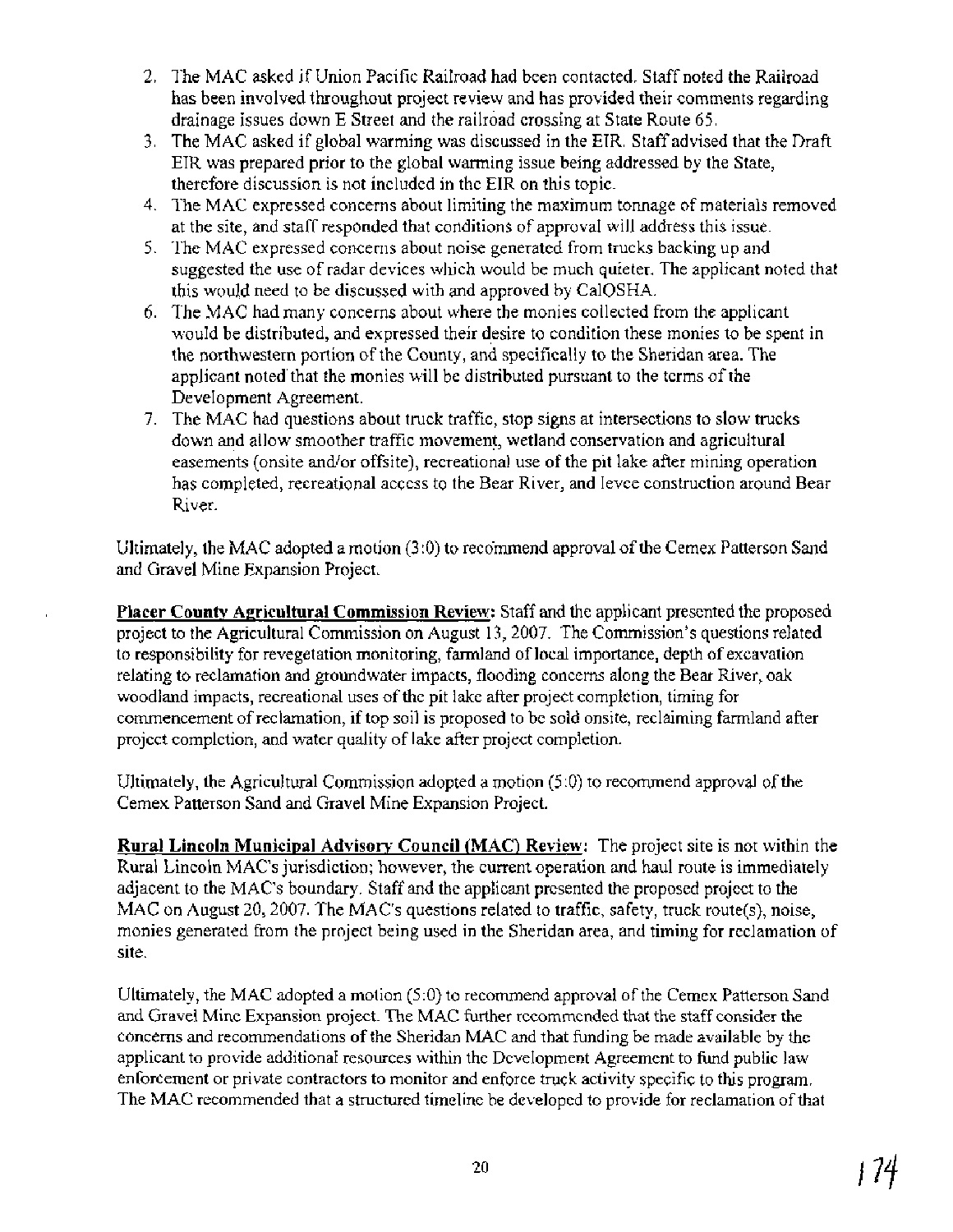2. The MAC asked if Union Pacific Railroad had been contacted. Staff noted the Railroad has been involved throughout project review and has provided their comments regarding drainage issues down E Street and the railroad crossing at State Route 65.
3. The MAC asked if global warming was discussed in the EIR. Staff advised that the Draft EIR was prepared prior to the global warming issue being addressed by the State, therefore discussion is not included in the EIR on this topic.
4. The MAC expressed concerns about limiting the maximum tonnage of materials removed at the site, and staff responded that conditions of approval will address this issue.
5. The MAC expressed concerns about noise generated from trucks backing up and suggested the use of radar devices which would be much quieter. The applicant noted that this would need to be discussed with and approved by CalOSHA.
6. The MAC had many concerns about where the monies collected from the applicant would be distributed, and expressed their desire to condition these monies to be spent in the northwestern portion of the County, and specifically to the Sheridan area. The applicant noted that the monies will be distributed pursuant to the terms of the Development Agreement.
7. The MAC had questions about truck traffic, stop signs at intersections to slow trucks down and allow smoother traffic movement, wetland conservation and agricultural easements (onsite and/or offsite), recreational use of the pit lake after mining operation has completed, recreational access to the Bear River, and levee construction around Bear River.

Ultimately, the MAC adopted a motion (3:0) to recommend approval of the Cemex Patterson Sand and Gravel Mine Expansion Project.

**Placer County Agricultural Commission Review:** Staff and the applicant presented the proposed project to the Agricultural Commission on August 13, 2007. The Commission's questions related to responsibility for revegetation monitoring, farmland of local importance, depth of excavation relating to reclamation and groundwater impacts, flooding concerns along the Bear River, oak woodland impacts, recreational uses of the pit lake after project completion, timing for commencement of reclamation, if top soil is proposed to be sold onsite, reclaiming farmland after project completion, and water quality of lake after project completion.

Ultimately, the Agricultural Commission adopted a motion (5:0) to recommend approval of the Cemex Patterson Sand and Gravel Mine Expansion Project.

**Rural Lincoln Municipal Advisory Council (MAC) Review:** The project site is not within the Rural Lincoln MAC's jurisdiction; however, the current operation and haul route is immediately adjacent to the MAC's boundary. Staff and the applicant presented the proposed project to the MAC on August 20, 2007. The MAC's questions related to traffic, safety, truck route(s), noise, monies generated from the project being used in the Sheridan area, and timing for reclamation of site.

Ultimately, the MAC adopted a motion (5:0) to recommend approval of the Cemex Patterson Sand and Gravel Mine Expansion project. The MAC further recommended that the staff consider the concerns and recommendations of the Sheridan MAC and that funding be made available by the applicant to provide additional resources within the Development Agreement to fund public law enforcement or private contractors to monitor and enforce truck activity specific to this program. The MAC recommended that a structured timeline be developed to provide for reclamation of that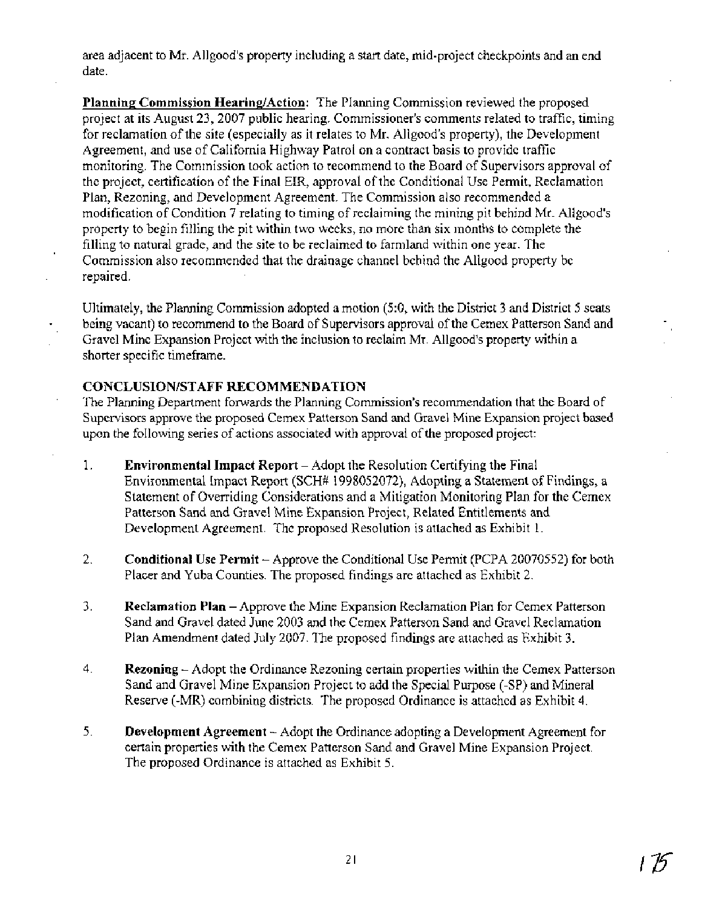area adjacent to Mr. Allgood's property including a start date, mid-project checkpoints and an end date.

**Planning Commission Hearing/Action**: The Planning Commission reviewed the proposed project at its August 23, 2007 public hearing. Commissioner's comments related to traffic, timing for reclamation of the site (especially as it relates to Mr. Allgood's property), the Development Agreement, and use of California Highway Patrol on a contract basis to provide traffic monitoring. The Commission took action to recommend to the Board of Supervisors approval of the project, certification of the Final EIR, approval of the Conditional Use Permit, Reclamation Plan, Rezoning, and Development Agreement. The Commission also recommended a modification of Condition 7 relating to timing of reclaiming the mining pit behind Mr. Allgood's property to begin filling the pit within two weeks, no more than six months to complete the filling to natural grade, and the site to be reclaimed to farmland within one year. The Commission also recommended that the drainage channel behind the Allgood property be repaired.

Ultimately, the Planning Commission adopted a motion (5:0, with the District 3 and District 5 seats being vacant) to recommend to the Board of Supervisors approval of the Cemex Patterson Sand and Gravel Mine Expansion Project with the inclusion to reclaim Mr. Allgood's property within a shorter specific timeframe.

**CONCLUSION/STAFF RECOMMENDATION**

The Planning Department forwards the Planning Commission's recommendation that the Board of Supervisors approve the proposed Cemex Patterson Sand and Gravel Mine Expansion project based upon the following series of actions associated with approval of the proposed project:

1. **Environmental Impact Report** – Adopt the Resolution Certifying the Final Environmental Impact Report (SCH# 1998052072), Adopting a Statement of Findings, a Statement of Overriding Considerations and a Mitigation Monitoring Plan for the Cemex Patterson Sand and Gravel Mine Expansion Project, Related Entitlements and Development Agreement. The proposed Resolution is attached as Exhibit 1.

2. **Conditional Use Permit** – Approve the Conditional Use Permit (PCPA 20070552) for both Placer and Yuba Counties. The proposed findings are attached as Exhibit 2.

3. **Reclamation Plan** – Approve the Mine Expansion Reclamation Plan for Cemex Patterson Sand and Gravel dated June 2003 and the Cemex Patterson Sand and Gravel Reclamation Plan Amendment dated July 2007. The proposed findings are attached as Exhibit 3.

4. **Rezoning** – Adopt the Ordinance Rezoning certain properties within the Cemex Patterson Sand and Gravel Mine Expansion Project to add the Special Purpose (-SP) and Mineral Reserve (-MR) combining districts. The proposed Ordinance is attached as Exhibit 4.

5. **Development Agreement** – Adopt the Ordinance adopting a Development Agreement for certain properties with the Cemex Patterson Sand and Gravel Mine Expansion Project. The proposed Ordinance is attached as Exhibit 5.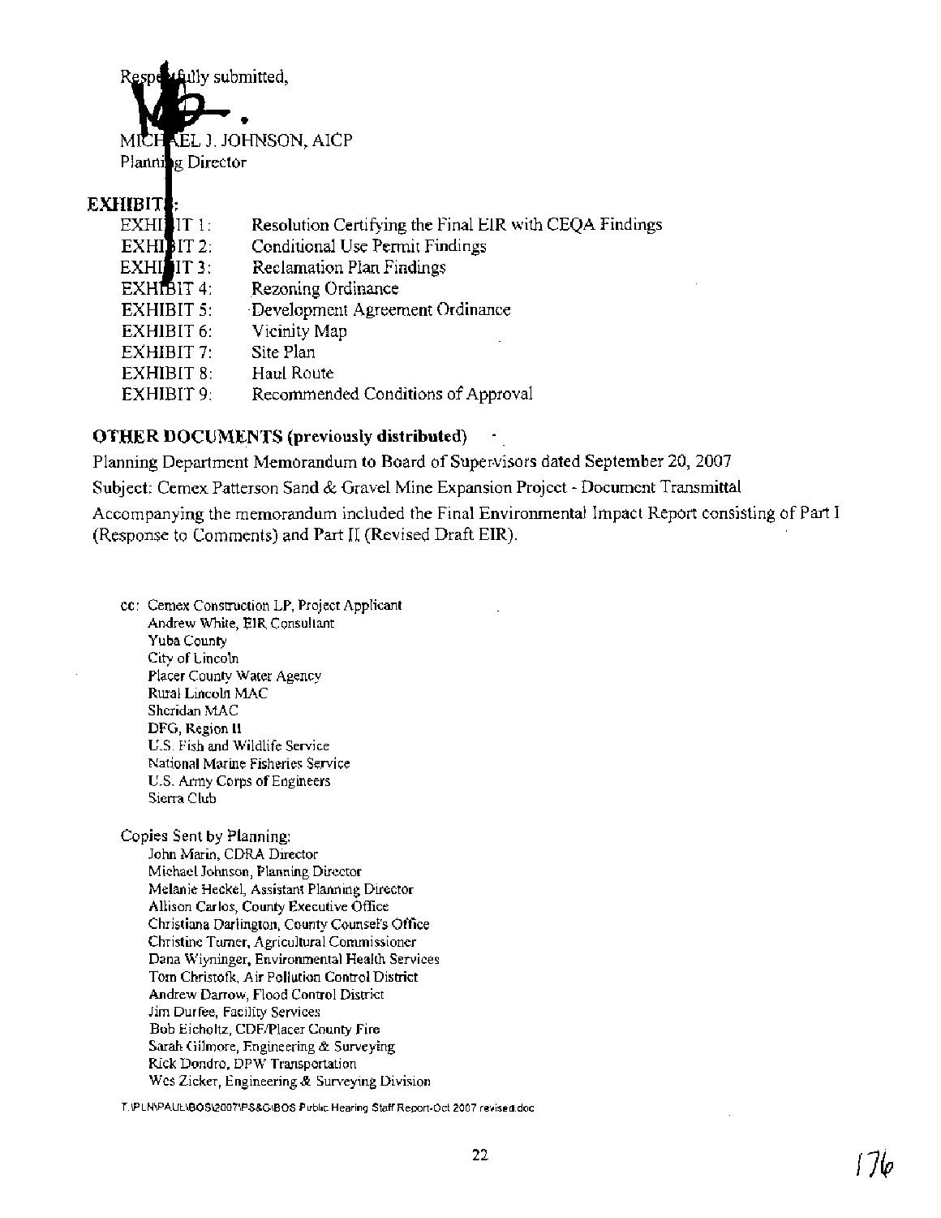Respectfully submitted,

MICHAEL J. JOHNSON, AICP
Planning Director

**EXHIBITS:**

| | |
|---|---|
| EXHIBIT 1: | Resolution Certifying the Final EIR with CEQA Findings |
| EXHIBIT 2: | Conditional Use Permit Findings |
| EXHIBIT 3: | Reclamation Plan Findings |
| EXHIBIT 4: | Rezoning Ordinance |
| EXHIBIT 5: | Development Agreement Ordinance |
| EXHIBIT 6: | Vicinity Map |
| EXHIBIT 7: | Site Plan |
| EXHIBIT 8: | Haul Route |
| EXHIBIT 9: | Recommended Conditions of Approval |

**OTHER DOCUMENTS (previously distributed)**

Planning Department Memorandum to Board of Supervisors dated September 20, 2007

Subject: Cemex Patterson Sand & Gravel Mine Expansion Project - Document Transmittal

Accompanying the memorandum included the Final Environmental Impact Report consisting of Part I (Response to Comments) and Part II (Revised Draft EIR).

cc: Cemex Construction LP, Project Applicant
Andrew White, EIR Consultant
Yuba County
City of Lincoln
Placer County Water Agency
Rural Lincoln MAC
Sheridan MAC
DFG, Region II
U.S. Fish and Wildlife Service
National Marine Fisheries Service
U.S. Army Corps of Engineers
Sierra Club

Copies Sent by Planning:
John Marin, CDRA Director
Michael Johnson, Planning Director
Melanie Heckel, Assistant Planning Director
Allison Carlos, County Executive Office
Christiana Darlington, County Counsel's Office
Christine Turner, Agricultural Commissioner
Dana Wiyninger, Environmental Health Services
Tom Christofk, Air Pollution Control District
Andrew Darrow, Flood Control District
Jim Durfee, Facility Services
Bob Eicholtz, CDF/Placer County Fire
Sarah Gillmore, Engineering & Surveying
Rick Dondro, DPW Transportation
Wes Zicker, Engineering & Surveying Division

T:\PLN\PAUL\BOS\2007\PS&G\BOS Public Hearing Staff Report-Oct 2007 revised.doc